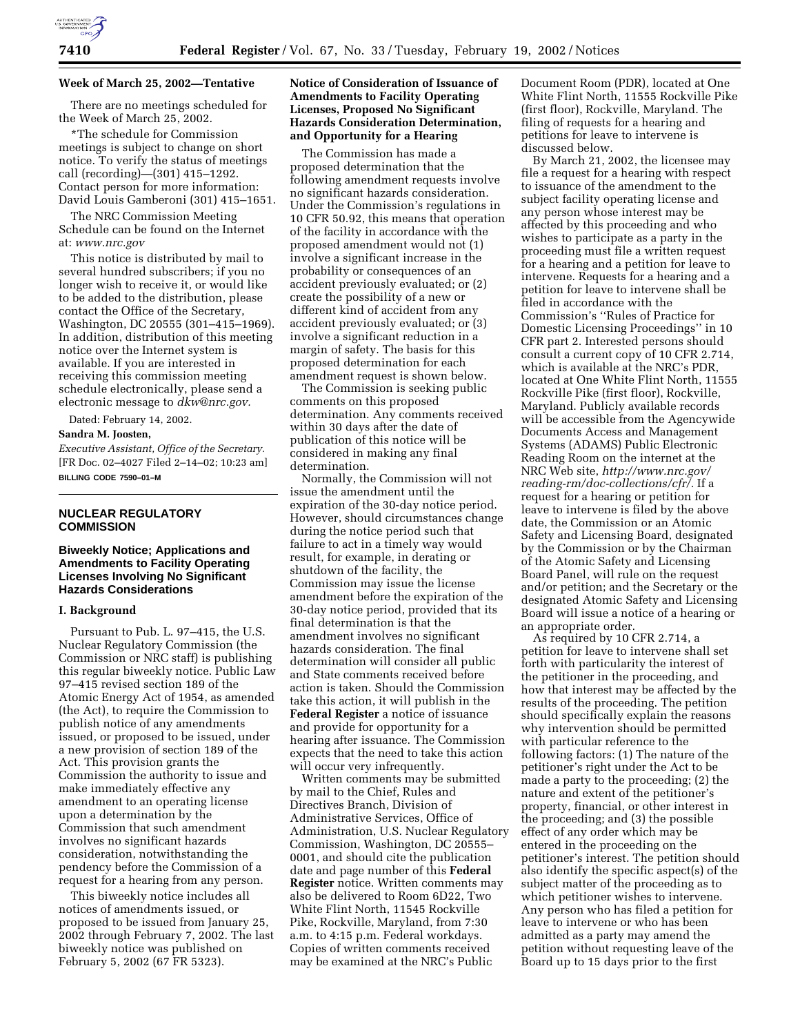**Week of March 25, 2002—Tentative**

There are no meetings scheduled for the Week of March 25, 2002.

*The schedule for Commission meetings is subject to change on short notice. To verify the status of meetings call (recording)—(301) 415–1292. Contact person for more information: David Louis Gamberoni (301) 415–1651.

The NRC Commission Meeting Schedule can be found on the Internet at: *www.nrc.gov*

This notice is distributed by mail to several hundred subscribers; if you no longer wish to receive it, or would like to be added to the distribution, please contact the Office of the Secretary, Washington, DC 20555 (301–415–1969). In addition, distribution of this meeting notice over the Internet system is available. If you are interested in receiving this commission meeting schedule electronically, please send a electronic message to *dkw@nrc.gov.*

Dated: February 14, 2002.

**Sandra M. Joosten,**

*Executive Assistant, Office of the Secretary.*

[FR Doc. 02–4027 Filed 2–14–02; 10:23 am]

**BILLING CODE 7590–01–M**

## NUCLEAR REGULATORY COMMISSION

### Biweekly Notice; Applications and Amendments to Facility Operating Licenses Involving No Significant Hazards Considerations

#### I. Background

Pursuant to Pub. L. 97–415, the U.S. Nuclear Regulatory Commission (the Commission or NRC staff) is publishing this regular biweekly notice. Public Law 97–415 revised section 189 of the Atomic Energy Act of 1954, as amended (the Act), to require the Commission to publish notice of any amendments issued, or proposed to be issued, under a new provision of section 189 of the Act. This provision grants the Commission the authority to issue and make immediately effective any amendment to an operating license upon a determination by the Commission that such amendment involves no significant hazards consideration, notwithstanding the pendency before the Commission of a request for a hearing from any person.

This biweekly notice includes all notices of amendments issued, or proposed to be issued from January 25, 2002 through February 7, 2002. The last biweekly notice was published on February 5, 2002 (67 FR 5323).

#### Notice of Consideration of Issuance of Amendments to Facility Operating Licenses, Proposed No Significant Hazards Consideration Determination, and Opportunity for a Hearing

The Commission has made a proposed determination that the following amendment requests involve no significant hazards consideration. Under the Commission's regulations in 10 CFR 50.92, this means that operation of the facility in accordance with the proposed amendment would not (1) involve a significant increase in the probability or consequences of an accident previously evaluated; or (2) create the possibility of a new or different kind of accident from any accident previously evaluated; or (3) involve a significant reduction in a margin of safety. The basis for this proposed determination for each amendment request is shown below.

The Commission is seeking public comments on this proposed determination. Any comments received within 30 days after the date of publication of this notice will be considered in making any final determination.

Normally, the Commission will not issue the amendment until the expiration of the 30-day notice period. However, should circumstances change during the notice period such that failure to act in a timely way would result, for example, in derating or shutdown of the facility, the Commission may issue the license amendment before the expiration of the 30-day notice period, provided that its final determination is that the amendment involves no significant hazards consideration. The final determination will consider all public and State comments received before action is taken. Should the Commission take this action, it will publish in the **Federal Register** a notice of issuance and provide for opportunity for a hearing after issuance. The Commission expects that the need to take this action will occur very infrequently.

Written comments may be submitted by mail to the Chief, Rules and Directives Branch, Division of Administrative Services, Office of Administration, U.S. Nuclear Regulatory Commission, Washington, DC 20555–0001, and should cite the publication date and page number of this **Federal Register** notice. Written comments may also be delivered to Room 6D22, Two White Flint North, 11545 Rockville Pike, Rockville, Maryland, from 7:30 a.m. to 4:15 p.m. Federal workdays. Copies of written comments received may be examined at the NRC's Public Document Room (PDR), located at One White Flint North, 11555 Rockville Pike (first floor), Rockville, Maryland. The filing of requests for a hearing and petitions for leave to intervene is discussed below.

By March 21, 2002, the licensee may file a request for a hearing with respect to issuance of the amendment to the subject facility operating license and any person whose interest may be affected by this proceeding and who wishes to participate as a party in the proceeding must file a written request for a hearing and a petition for leave to intervene. Requests for a hearing and a petition for leave to intervene shall be filed in accordance with the Commission's ''Rules of Practice for Domestic Licensing Proceedings'' in 10 CFR part 2. Interested persons should consult a current copy of 10 CFR 2.714, which is available at the NRC's PDR, located at One White Flint North, 11555 Rockville Pike (first floor), Rockville, Maryland. Publicly available records will be accessible from the Agencywide Documents Access and Management Systems (ADAMS) Public Electronic Reading Room on the internet at the NRC Web site, *http://www.nrc.gov/reading-rm/doc-collections/cfr/*. If a request for a hearing or petition for leave to intervene is filed by the above date, the Commission or an Atomic Safety and Licensing Board, designated by the Commission or by the Chairman of the Atomic Safety and Licensing Board Panel, will rule on the request and/or petition; and the Secretary or the designated Atomic Safety and Licensing Board will issue a notice of a hearing or an appropriate order.

As required by 10 CFR 2.714, a petition for leave to intervene shall set forth with particularity the interest of the petitioner in the proceeding, and how that interest may be affected by the results of the proceeding. The petition should specifically explain the reasons why intervention should be permitted with particular reference to the following factors: (1) The nature of the petitioner's right under the Act to be made a party to the proceeding; (2) the nature and extent of the petitioner's property, financial, or other interest in the proceeding; and (3) the possible effect of any order which may be entered in the proceeding on the petitioner's interest. The petition should also identify the specific aspect(s) of the subject matter of the proceeding as to which petitioner wishes to intervene. Any person who has filed a petition for leave to intervene or who has been admitted as a party may amend the petition without requesting leave of the Board up to 15 days prior to the first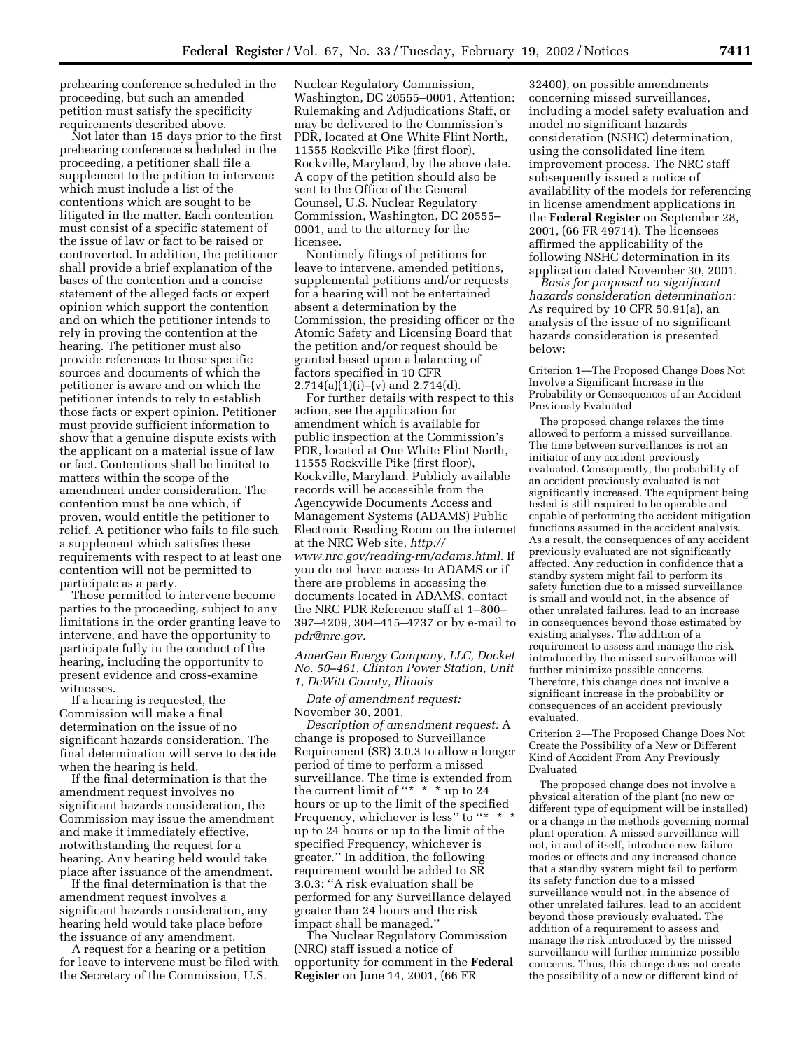prehearing conference scheduled in the proceeding, but such an amended petition must satisfy the specificity requirements described above.

Not later than 15 days prior to the first prehearing conference scheduled in the proceeding, a petitioner shall file a supplement to the petition to intervene which must include a list of the contentions which are sought to be litigated in the matter. Each contention must consist of a specific statement of the issue of law or fact to be raised or controverted. In addition, the petitioner shall provide a brief explanation of the bases of the contention and a concise statement of the alleged facts or expert opinion which support the contention and on which the petitioner intends to rely in proving the contention at the hearing. The petitioner must also provide references to those specific sources and documents of which the petitioner is aware and on which the petitioner intends to rely to establish those facts or expert opinion. Petitioner must provide sufficient information to show that a genuine dispute exists with the applicant on a material issue of law or fact. Contentions shall be limited to matters within the scope of the amendment under consideration. The contention must be one which, if proven, would entitle the petitioner to relief. A petitioner who fails to file such a supplement which satisfies these requirements with respect to at least one contention will not be permitted to participate as a party.

Those permitted to intervene become parties to the proceeding, subject to any limitations in the order granting leave to intervene, and have the opportunity to participate fully in the conduct of the hearing, including the opportunity to present evidence and cross-examine witnesses.

If a hearing is requested, the Commission will make a final determination on the issue of no significant hazards consideration. The final determination will serve to decide when the hearing is held.

If the final determination is that the amendment request involves no significant hazards consideration, the Commission may issue the amendment and make it immediately effective, notwithstanding the request for a hearing. Any hearing held would take place after issuance of the amendment.

If the final determination is that the amendment request involves a significant hazards consideration, any hearing held would take place before the issuance of any amendment.

A request for a hearing or a petition for leave to intervene must be filed with the Secretary of the Commission, U.S. Nuclear Regulatory Commission, Washington, DC 20555–0001, Attention: Rulemaking and Adjudications Staff, or may be delivered to the Commission's PDR, located at One White Flint North, 11555 Rockville Pike (first floor), Rockville, Maryland, by the above date. A copy of the petition should also be sent to the Office of the General Counsel, U.S. Nuclear Regulatory Commission, Washington, DC 20555–0001, and to the attorney for the licensee.

Nontimely filings of petitions for leave to intervene, amended petitions, supplemental petitions and/or requests for a hearing will not be entertained absent a determination by the Commission, the presiding officer or the Atomic Safety and Licensing Board that the petition and/or request should be granted based upon a balancing of factors specified in 10 CFR 2.714(a)(1)(i)–(v) and 2.714(d).

For further details with respect to this action, see the application for amendment which is available for public inspection at the Commission's PDR, located at One White Flint North, 11555 Rockville Pike (first floor), Rockville, Maryland. Publicly available records will be accessible from the Agencywide Documents Access and Management Systems (ADAMS) Public Electronic Reading Room on the internet at the NRC Web site, *http://www.nrc.gov/reading-rm/adams.html.* If you do not have access to ADAMS or if there are problems in accessing the documents located in ADAMS, contact the NRC PDR Reference staff at 1–800–397–4209, 304–415–4737 or by e-mail to *pdr@nrc.gov.*

*AmerGen Energy Company, LLC, Docket No. 50–461, Clinton Power Station, Unit 1, DeWitt County, Illinois*

*Date of amendment request:* November 30, 2001.

*Description of amendment request:* A change is proposed to Surveillance Requirement (SR) 3.0.3 to allow a longer period of time to perform a missed surveillance. The time is extended from the current limit of ''* * * up to 24 hours or up to the limit of the specified Frequency, whichever is less'' to ''* * * up to 24 hours or up to the limit of the specified Frequency, whichever is greater.'' In addition, the following requirement would be added to SR 3.0.3: ''A risk evaluation shall be performed for any Surveillance delayed greater than 24 hours and the risk impact shall be managed.''

The Nuclear Regulatory Commission (NRC) staff issued a notice of opportunity for comment in the **Federal Register** on June 14, 2001, (66 FR 32400), on possible amendments concerning missed surveillances, including a model safety evaluation and model no significant hazards consideration (NSHC) determination, using the consolidated line item improvement process. The NRC staff subsequently issued a notice of availability of the models for referencing in license amendment applications in the **Federal Register** on September 28, 2001, (66 FR 49714). The licensees affirmed the applicability of the following NSHC determination in its application dated November 30, 2001.

*Basis for proposed no significant hazards consideration determination:* As required by 10 CFR 50.91(a), an analysis of the issue of no significant hazards consideration is presented below:

Criterion 1—The Proposed Change Does Not Involve a Significant Increase in the Probability or Consequences of an Accident Previously Evaluated

The proposed change relaxes the time allowed to perform a missed surveillance. The time between surveillances is not an initiator of any accident previously evaluated. Consequently, the probability of an accident previously evaluated is not significantly increased. The equipment being tested is still required to be operable and capable of performing the accident mitigation functions assumed in the accident analysis. As a result, the consequences of any accident previously evaluated are not significantly affected. Any reduction in confidence that a standby system might fail to perform its safety function due to a missed surveillance is small and would not, in the absence of other unrelated failures, lead to an increase in consequences beyond those estimated by existing analyses. The addition of a requirement to assess and manage the risk introduced by the missed surveillance will further minimize possible concerns. Therefore, this change does not involve a significant increase in the probability or consequences of an accident previously evaluated.

Criterion 2—The Proposed Change Does Not Create the Possibility of a New or Different Kind of Accident From Any Previously Evaluated

The proposed change does not involve a physical alteration of the plant (no new or different type of equipment will be installed) or a change in the methods governing normal plant operation. A missed surveillance will not, in and of itself, introduce new failure modes or effects and any increased chance that a standby system might fail to perform its safety function due to a missed surveillance would not, in the absence of other unrelated failures, lead to an accident beyond those previously evaluated. The addition of a requirement to assess and manage the risk introduced by the missed surveillance will further minimize possible concerns. Thus, this change does not create the possibility of a new or different kind of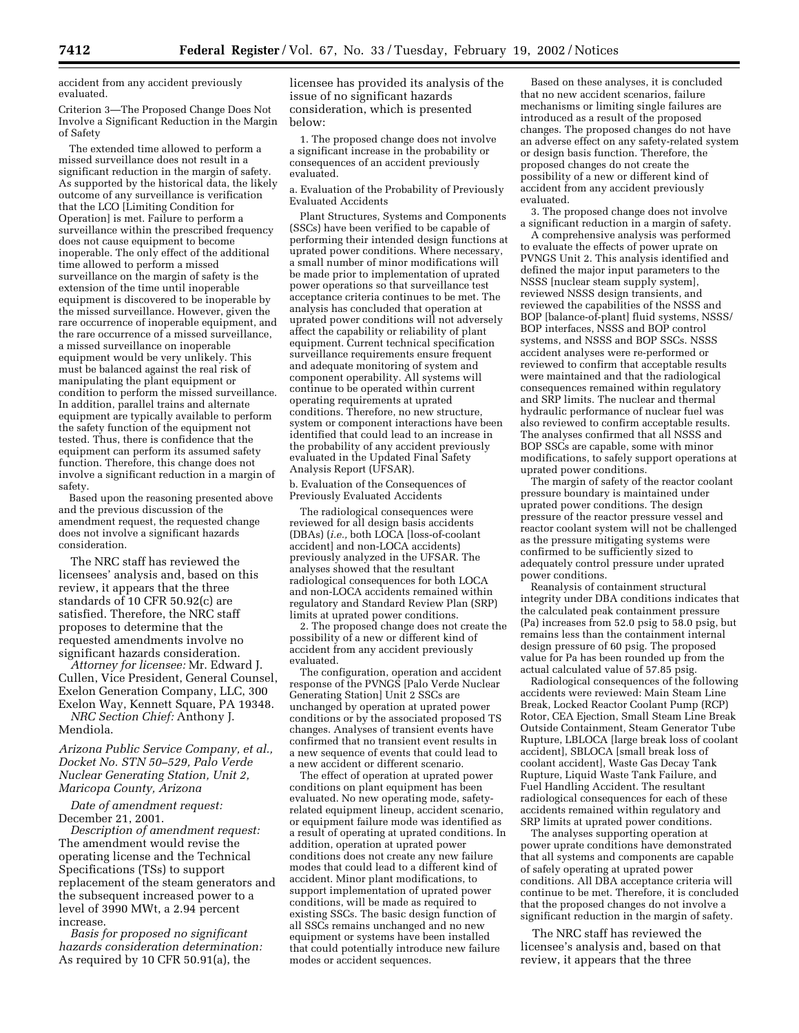accident from any accident previously evaluated.

Criterion 3—The Proposed Change Does Not Involve a Significant Reduction in the Margin of Safety

The extended time allowed to perform a missed surveillance does not result in a significant reduction in the margin of safety. As supported by the historical data, the likely outcome of any surveillance is verification that the LCO [Limiting Condition for Operation] is met. Failure to perform a surveillance within the prescribed frequency does not cause equipment to become inoperable. The only effect of the additional time allowed to perform a missed surveillance on the margin of safety is the extension of the time until inoperable equipment is discovered to be inoperable by the missed surveillance. However, given the rare occurrence of inoperable equipment, and the rare occurrence of a missed surveillance, a missed surveillance on inoperable equipment would be very unlikely. This must be balanced against the real risk of manipulating the plant equipment or condition to perform the missed surveillance. In addition, parallel trains and alternate equipment are typically available to perform the safety function of the equipment not tested. Thus, there is confidence that the equipment can perform its assumed safety function. Therefore, this change does not involve a significant reduction in a margin of safety.

Based upon the reasoning presented above and the previous discussion of the amendment request, the requested change does not involve a significant hazards consideration.

The NRC staff has reviewed the licensees' analysis and, based on this review, it appears that the three standards of 10 CFR 50.92(c) are satisfied. Therefore, the NRC staff proposes to determine that the requested amendments involve no significant hazards consideration.

*Attorney for licensee:* Mr. Edward J. Cullen, Vice President, General Counsel, Exelon Generation Company, LLC, 300 Exelon Way, Kennett Square, PA 19348.

*NRC Section Chief:* Anthony J. Mendiola.

*Arizona Public Service Company, et al., Docket No. STN 50–529, Palo Verde Nuclear Generating Station, Unit 2, Maricopa County, Arizona*

*Date of amendment request:* December 21, 2001.

*Description of amendment request:* The amendment would revise the operating license and the Technical Specifications (TSs) to support replacement of the steam generators and the subsequent increased power to a level of 3990 MWt, a 2.94 percent increase.

*Basis for proposed no significant hazards consideration determination:* As required by 10 CFR 50.91(a), the licensee has provided its analysis of the issue of no significant hazards consideration, which is presented below:

1. The proposed change does not involve a significant increase in the probability or consequences of an accident previously evaluated.

a. Evaluation of the Probability of Previously Evaluated Accidents

Plant Structures, Systems and Components (SSCs) have been verified to be capable of performing their intended design functions at uprated power conditions. Where necessary, a small number of minor modifications will be made prior to implementation of uprated power operations so that surveillance test acceptance criteria continues to be met. The analysis has concluded that operation at uprated power conditions will not adversely affect the capability or reliability of plant equipment. Current technical specification surveillance requirements ensure frequent and adequate monitoring of system and component operability. All systems will continue to be operated within current operating requirements at uprated conditions. Therefore, no new structure, system or component interactions have been identified that could lead to an increase in the probability of any accident previously evaluated in the Updated Final Safety Analysis Report (UFSAR).

b. Evaluation of the Consequences of Previously Evaluated Accidents

The radiological consequences were reviewed for all design basis accidents (DBAs) (*i.e.,* both LOCA [loss-of-coolant accident] and non-LOCA accidents) previously analyzed in the UFSAR. The analyses showed that the resultant radiological consequences for both LOCA and non-LOCA accidents remained within regulatory and Standard Review Plan (SRP) limits at uprated power conditions.

2. The proposed change does not create the possibility of a new or different kind of accident from any accident previously evaluated.

The configuration, operation and accident response of the PVNGS [Palo Verde Nuclear Generating Station] Unit 2 SSCs are unchanged by operation at uprated power conditions or by the associated proposed TS changes. Analyses of transient events have confirmed that no transient event results in a new sequence of events that could lead to a new accident or different scenario.

The effect of operation at uprated power conditions on plant equipment has been evaluated. No new operating mode, safety-related equipment lineup, accident scenario, or equipment failure mode was identified as a result of operating at uprated conditions. In addition, operation at uprated power conditions does not create any new failure modes that could lead to a different kind of accident. Minor plant modifications, to support implementation of uprated power conditions, will be made as required to existing SSCs. The basic design function of all SSCs remains unchanged and no new equipment or systems have been installed that could potentially introduce new failure modes or accident sequences.

Based on these analyses, it is concluded that no new accident scenarios, failure mechanisms or limiting single failures are introduced as a result of the proposed changes. The proposed changes do not have an adverse effect on any safety-related system or design basis function. Therefore, the proposed changes do not create the possibility of a new or different kind of accident from any accident previously evaluated.

3. The proposed change does not involve a significant reduction in a margin of safety.

A comprehensive analysis was performed to evaluate the effects of power uprate on PVNGS Unit 2. This analysis identified and defined the major input parameters to the NSSS [nuclear steam supply system], reviewed NSSS design transients, and reviewed the capabilities of the NSSS and BOP [balance-of-plant] fluid systems, NSSS/BOP interfaces, NSSS and BOP control systems, and NSSS and BOP SSCs. NSSS accident analyses were re-performed or reviewed to confirm that acceptable results were maintained and that the radiological consequences remained within regulatory and SRP limits. The nuclear and thermal hydraulic performance of nuclear fuel was also reviewed to confirm acceptable results. The analyses confirmed that all NSSS and BOP SSCs are capable, some with minor modifications, to safely support operations at uprated power conditions.

The margin of safety of the reactor coolant pressure boundary is maintained under uprated power conditions. The design pressure of the reactor pressure vessel and reactor coolant system will not be challenged as the pressure mitigating systems were confirmed to be sufficiently sized to adequately control pressure under uprated power conditions.

Reanalysis of containment structural integrity under DBA conditions indicates that the calculated peak containment pressure (Pa) increases from 52.0 psig to 58.0 psig, but remains less than the containment internal design pressure of 60 psig. The proposed value for Pa has been rounded up from the actual calculated value of 57.85 psig.

Radiological consequences of the following accidents were reviewed: Main Steam Line Break, Locked Reactor Coolant Pump (RCP) Rotor, CEA Ejection, Small Steam Line Break Outside Containment, Steam Generator Tube Rupture, LBLOCA [large break loss of coolant accident], SBLOCA [small break loss of coolant accident], Waste Gas Decay Tank Rupture, Liquid Waste Tank Failure, and Fuel Handling Accident. The resultant radiological consequences for each of these accidents remained within regulatory and SRP limits at uprated power conditions.

The analyses supporting operation at power uprate conditions have demonstrated that all systems and components are capable of safely operating at uprated power conditions. All DBA acceptance criteria will continue to be met. Therefore, it is concluded that the proposed changes do not involve a significant reduction in the margin of safety.

The NRC staff has reviewed the licensee's analysis and, based on that review, it appears that the three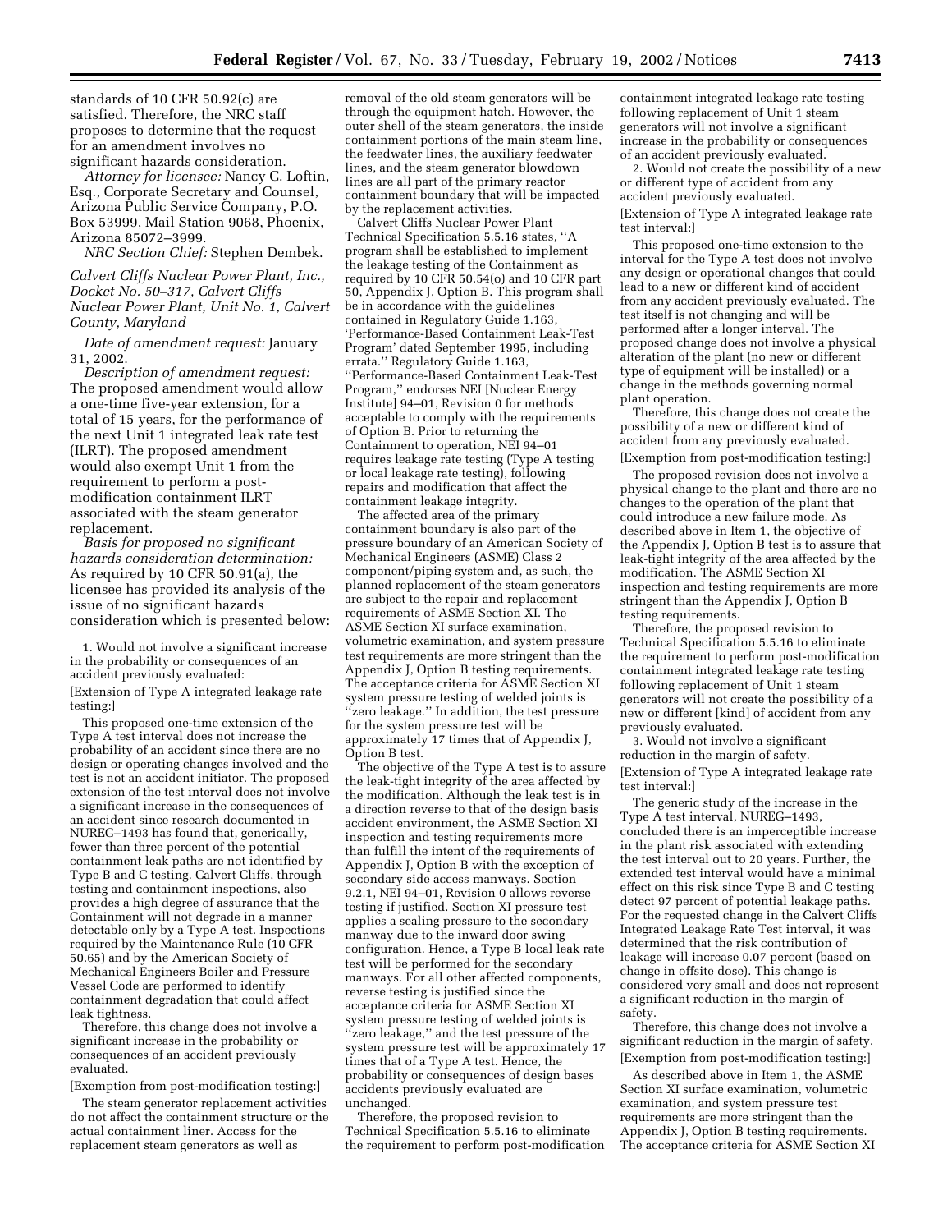standards of 10 CFR 50.92(c) are satisfied. Therefore, the NRC staff proposes to determine that the request for an amendment involves no significant hazards consideration.

*Attorney for licensee:* Nancy C. Loftin, Esq., Corporate Secretary and Counsel, Arizona Public Service Company, P.O. Box 53999, Mail Station 9068, Phoenix, Arizona 85072–3999.

*NRC Section Chief:* Stephen Dembek.

*Calvert Cliffs Nuclear Power Plant, Inc., Docket No. 50–317, Calvert Cliffs Nuclear Power Plant, Unit No. 1, Calvert County, Maryland*

*Date of amendment request:* January 31, 2002.

*Description of amendment request:* The proposed amendment would allow a one-time five-year extension, for a total of 15 years, for the performance of the next Unit 1 integrated leak rate test (ILRT). The proposed amendment would also exempt Unit 1 from the requirement to perform a post-modification containment ILRT associated with the steam generator replacement.

*Basis for proposed no significant hazards consideration determination:* As required by 10 CFR 50.91(a), the licensee has provided its analysis of the issue of no significant hazards consideration which is presented below:

1. Would not involve a significant increase in the probability or consequences of an accident previously evaluated:

[Extension of Type A integrated leakage rate testing:]

This proposed one-time extension of the Type A test interval does not increase the probability of an accident since there are no design or operating changes involved and the test is not an accident initiator. The proposed extension of the test interval does not involve a significant increase in the consequences of an accident since research documented in NUREG–1493 has found that, generically, fewer than three percent of the potential containment leak paths are not identified by Type B and C testing. Calvert Cliffs, through testing and containment inspections, also provides a high degree of assurance that the Containment will not degrade in a manner detectable only by a Type A test. Inspections required by the Maintenance Rule (10 CFR 50.65) and by the American Society of Mechanical Engineers Boiler and Pressure Vessel Code are performed to identify containment degradation that could affect leak tightness.

Therefore, this change does not involve a significant increase in the probability or consequences of an accident previously evaluated.

[Exemption from post-modification testing:]

The steam generator replacement activities do not affect the containment structure or the actual containment liner. Access for the replacement steam generators as well as removal of the old steam generators will be through the equipment hatch. However, the outer shell of the steam generators, the inside containment portions of the main steam line, the feedwater lines, the auxiliary feedwater lines, and the steam generator blowdown lines are all part of the primary reactor containment boundary that will be impacted by the replacement activities.

Calvert Cliffs Nuclear Power Plant Technical Specification 5.5.16 states, ''A program shall be established to implement the leakage testing of the Containment as required by 10 CFR 50.54(o) and 10 CFR part 50, Appendix J, Option B. This program shall be in accordance with the guidelines contained in Regulatory Guide 1.163, 'Performance-Based Containment Leak-Test Program' dated September 1995, including errata.'' Regulatory Guide 1.163, ''Performance-Based Containment Leak-Test Program,'' endorses NEI [Nuclear Energy Institute] 94–01, Revision 0 for methods acceptable to comply with the requirements of Option B. Prior to returning the Containment to operation, NEI 94–01 requires leakage rate testing (Type A testing or local leakage rate testing), following repairs and modification that affect the containment leakage integrity.

The affected area of the primary containment boundary is also part of the pressure boundary of an American Society of Mechanical Engineers (ASME) Class 2 component/piping system and, as such, the planned replacement of the steam generators are subject to the repair and replacement requirements of ASME Section XI. The ASME Section XI surface examination, volumetric examination, and system pressure test requirements are more stringent than the Appendix J, Option B testing requirements. The acceptance criteria for ASME Section XI system pressure testing of welded joints is ''zero leakage.'' In addition, the test pressure for the system pressure test will be approximately 17 times that of Appendix J, Option B test.

The objective of the Type A test is to assure the leak-tight integrity of the area affected by the modification. Although the leak test is in a direction reverse to that of the design basis accident environment, the ASME Section XI inspection and testing requirements more than fulfill the intent of the requirements of Appendix J, Option B with the exception of secondary side access manways. Section 9.2.1, NEI 94–01, Revision 0 allows reverse testing if justified. Section XI pressure test applies a sealing pressure to the secondary manway due to the inward door swing configuration. Hence, a Type B local leak rate test will be performed for the secondary manways. For all other affected components, reverse testing is justified since the acceptance criteria for ASME Section XI system pressure testing of welded joints is ''zero leakage,'' and the test pressure of the system pressure test will be approximately 17 times that of a Type A test. Hence, the probability or consequences of design bases accidents previously evaluated are unchanged.

Therefore, the proposed revision to Technical Specification 5.5.16 to eliminate the requirement to perform post-modification containment integrated leakage rate testing following replacement of Unit 1 steam generators will not involve a significant increase in the probability or consequences of an accident previously evaluated.

2. Would not create the possibility of a new or different type of accident from any accident previously evaluated.

[Extension of Type A integrated leakage rate test interval:]

This proposed one-time extension to the interval for the Type A test does not involve any design or operational changes that could lead to a new or different kind of accident from any accident previously evaluated. The test itself is not changing and will be performed after a longer interval. The proposed change does not involve a physical alteration of the plant (no new or different type of equipment will be installed) or a change in the methods governing normal plant operation.

Therefore, this change does not create the possibility of a new or different kind of accident from any previously evaluated.

[Exemption from post-modification testing:]

The proposed revision does not involve a physical change to the plant and there are no changes to the operation of the plant that could introduce a new failure mode. As described above in Item 1, the objective of the Appendix J, Option B test is to assure that leak-tight integrity of the area affected by the modification. The ASME Section XI inspection and testing requirements are more stringent than the Appendix J, Option B testing requirements.

Therefore, the proposed revision to Technical Specification 5.5.16 to eliminate the requirement to perform post-modification containment integrated leakage rate testing following replacement of Unit 1 steam generators will not create the possibility of a new or different [kind] of accident from any previously evaluated.

3. Would not involve a significant reduction in the margin of safety.

[Extension of Type A integrated leakage rate test interval:]

The generic study of the increase in the Type A test interval, NUREG–1493, concluded there is an imperceptible increase in the plant risk associated with extending the test interval out to 20 years. Further, the extended test interval would have a minimal effect on this risk since Type B and C testing detect 97 percent of potential leakage paths. For the requested change in the Calvert Cliffs Integrated Leakage Rate Test interval, it was determined that the risk contribution of leakage will increase 0.07 percent (based on change in offsite dose). This change is considered very small and does not represent a significant reduction in the margin of safety.

Therefore, this change does not involve a significant reduction in the margin of safety.

[Exemption from post-modification testing:]

As described above in Item 1, the ASME Section XI surface examination, volumetric examination, and system pressure test requirements are more stringent than the Appendix J, Option B testing requirements. The acceptance criteria for ASME Section XI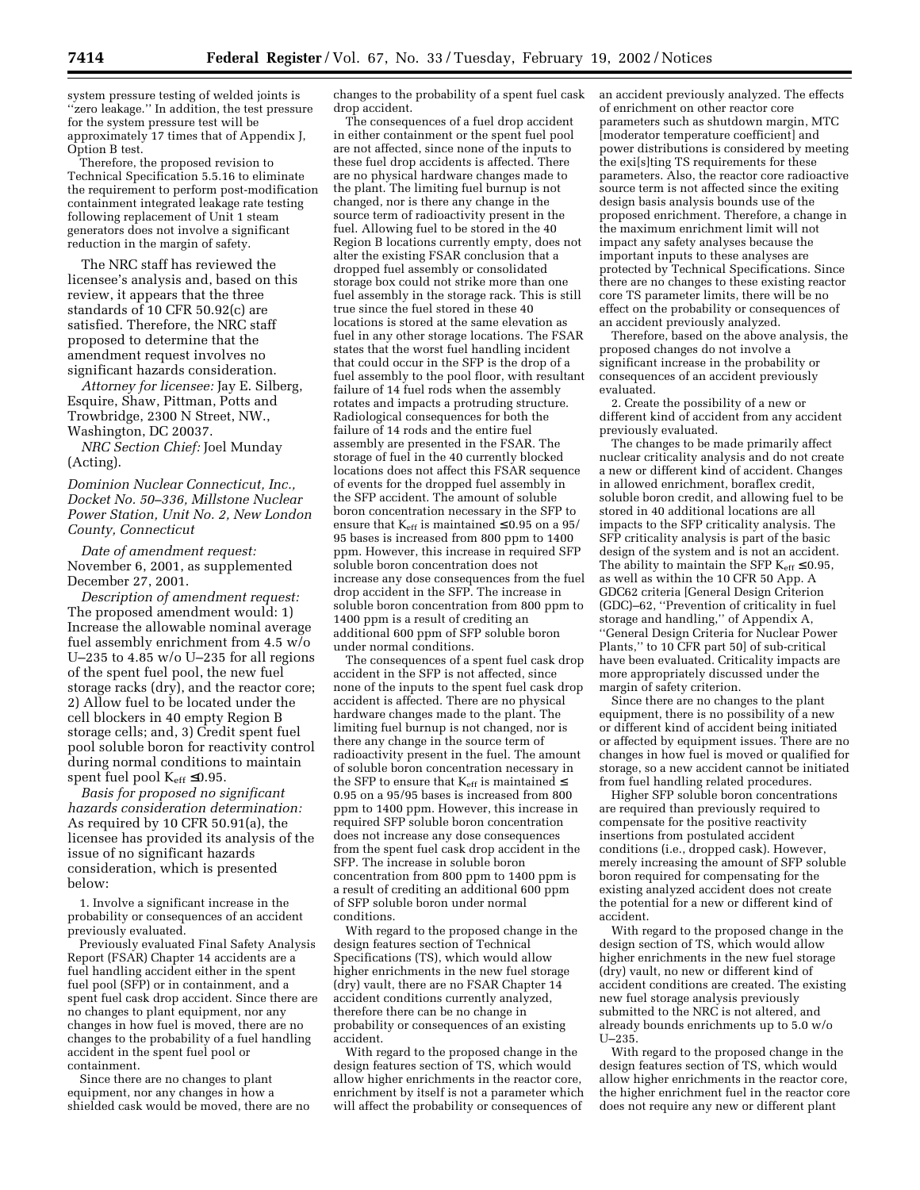system pressure testing of welded joints is ''zero leakage.'' In addition, the test pressure for the system pressure test will be approximately 17 times that of Appendix J, Option B test.

Therefore, the proposed revision to Technical Specification 5.5.16 to eliminate the requirement to perform post-modification containment integrated leakage rate testing following replacement of Unit 1 steam generators does not involve a significant reduction in the margin of safety.

The NRC staff has reviewed the licensee's analysis and, based on this review, it appears that the three standards of 10 CFR 50.92(c) are satisfied. Therefore, the NRC staff proposed to determine that the amendment request involves no significant hazards consideration.

*Attorney for licensee:* Jay E. Silberg, Esquire, Shaw, Pittman, Potts and Trowbridge, 2300 N Street, NW., Washington, DC 20037.

*NRC Section Chief:* Joel Munday (Acting).

*Dominion Nuclear Connecticut, Inc., Docket No. 50–336, Millstone Nuclear Power Station, Unit No. 2, New London County, Connecticut*

*Date of amendment request:* November 6, 2001, as supplemented December 27, 2001.

*Description of amendment request:* The proposed amendment would: 1) Increase the allowable nominal average fuel assembly enrichment from 4.5 w/o U–235 to 4.85 w/o U–235 for all regions of the spent fuel pool, the new fuel storage racks (dry), and the reactor core; 2) Allow fuel to be located under the cell blockers in 40 empty Region B storage cells; and, 3) Credit spent fuel pool soluble boron for reactivity control during normal conditions to maintain spent fuel pool $K_{eff} \leq 0.95$.

*Basis for proposed no significant hazards consideration determination:* As required by 10 CFR 50.91(a), the licensee has provided its analysis of the issue of no significant hazards consideration, which is presented below:

1. Involve a significant increase in the probability or consequences of an accident previously evaluated.

Previously evaluated Final Safety Analysis Report (FSAR) Chapter 14 accidents are a fuel handling accident either in the spent fuel pool (SFP) or in containment, and a spent fuel cask drop accident. Since there are no changes to plant equipment, nor any changes in how fuel is moved, there are no changes to the probability of a fuel handling accident in the spent fuel pool or containment.

Since there are no changes to plant equipment, nor any changes in how a shielded cask would be moved, there are no changes to the probability of a spent fuel cask drop accident.

The consequences of a fuel drop accident in either containment or the spent fuel pool are not affected, since none of the inputs to these fuel drop accidents is affected. There are no physical hardware changes made to the plant. The limiting fuel burnup is not changed, nor is there any change in the source term of radioactivity present in the fuel. Allowing fuel to be stored in the 40 Region B locations currently empty, does not alter the existing FSAR conclusion that a dropped fuel assembly or consolidated storage box could not strike more than one fuel assembly in the storage rack. This is still true since the fuel stored in these 40 locations is stored at the same elevation as fuel in any other storage locations. The FSAR states that the worst fuel handling incident that could occur in the SFP is the drop of a fuel assembly to the pool floor, with resultant failure of 14 fuel rods when the assembly rotates and impacts a protruding structure. Radiological consequences for both the failure of 14 rods and the entire fuel assembly are presented in the FSAR. The storage of fuel in the 40 currently blocked locations does not affect this FSAR sequence of events for the dropped fuel assembly in the SFP accident. The amount of soluble boron concentration necessary in the SFP to ensure that $K_{eff}$ is maintained $\leq 0.95$ on a 95/95 bases is increased from 800 ppm to 1400 ppm. However, this increase in required SFP soluble boron concentration does not increase any dose consequences from the fuel drop accident in the SFP. The increase in soluble boron concentration from 800 ppm to 1400 ppm is a result of crediting an additional 600 ppm of SFP soluble boron under normal conditions.

The consequences of a spent fuel cask drop accident in the SFP is not affected, since none of the inputs to the spent fuel cask drop accident is affected. There are no physical hardware changes made to the plant. The limiting fuel burnup is not changed, nor is there any change in the source term of radioactivity present in the fuel. The amount of soluble boron concentration necessary in the SFP to ensure that $K_{eff}$ is maintained $\leq$ 0.95 on a 95/95 bases is increased from 800 ppm to 1400 ppm. However, this increase in required SFP soluble boron concentration does not increase any dose consequences from the spent fuel cask drop accident in the SFP. The increase in soluble boron concentration from 800 ppm to 1400 ppm is a result of crediting an additional 600 ppm of SFP soluble boron under normal conditions.

With regard to the proposed change in the design features section of Technical Specifications (TS), which would allow higher enrichments in the new fuel storage (dry) vault, there are no FSAR Chapter 14 accident conditions currently analyzed, therefore there can be no change in probability or consequences of an existing accident.

With regard to the proposed change in the design features section of TS, which would allow higher enrichments in the reactor core, enrichment by itself is not a parameter which will affect the probability or consequences of an accident previously analyzed. The effects of enrichment on other reactor core parameters such as shutdown margin, MTC [moderator temperature coefficient] and power distributions is considered by meeting the exi[s]ting TS requirements for these parameters. Also, the reactor core radioactive source term is not affected since the exiting design basis analysis bounds use of the proposed enrichment. Therefore, a change in the maximum enrichment limit will not impact any safety analyses because the important inputs to these analyses are protected by Technical Specifications. Since there are no changes to these existing reactor core TS parameter limits, there will be no effect on the probability or consequences of an accident previously analyzed.

Therefore, based on the above analysis, the proposed changes do not involve a significant increase in the probability or consequences of an accident previously evaluated.

2. Create the possibility of a new or different kind of accident from any accident previously evaluated.

The changes to be made primarily affect nuclear criticality analysis and do not create a new or different kind of accident. Changes in allowed enrichment, boraflex credit, soluble boron credit, and allowing fuel to be stored in 40 additional locations are all impacts to the SFP criticality analysis. The SFP criticality analysis is part of the basic design of the system and is not an accident. The ability to maintain the SFP $K_{eff} \leq 0.95$, as well as within the 10 CFR 50 App. A GDC62 criteria [General Design Criterion (GDC)–62, ''Prevention of criticality in fuel storage and handling,'' of Appendix A, ''General Design Criteria for Nuclear Power Plants,'' to 10 CFR part 50] of sub-critical have been evaluated. Criticality impacts are more appropriately discussed under the margin of safety criterion.

Since there are no changes to the plant equipment, there is no possibility of a new or different kind of accident being initiated or affected by equipment issues. There are no changes in how fuel is moved or qualified for storage, so a new accident cannot be initiated from fuel handling related procedures.

Higher SFP soluble boron concentrations are required than previously required to compensate for the positive reactivity insertions from postulated accident conditions (i.e., dropped cask). However, merely increasing the amount of SFP soluble boron required for compensating for the existing analyzed accident does not create the potential for a new or different kind of accident.

With regard to the proposed change in the design section of TS, which would allow higher enrichments in the new fuel storage (dry) vault, no new or different kind of accident conditions are created. The existing new fuel storage analysis previously submitted to the NRC is not altered, and already bounds enrichments up to 5.0 w/o U–235.

With regard to the proposed change in the design features section of TS, which would allow higher enrichments in the reactor core, the higher enrichment fuel in the reactor core does not require any new or different plant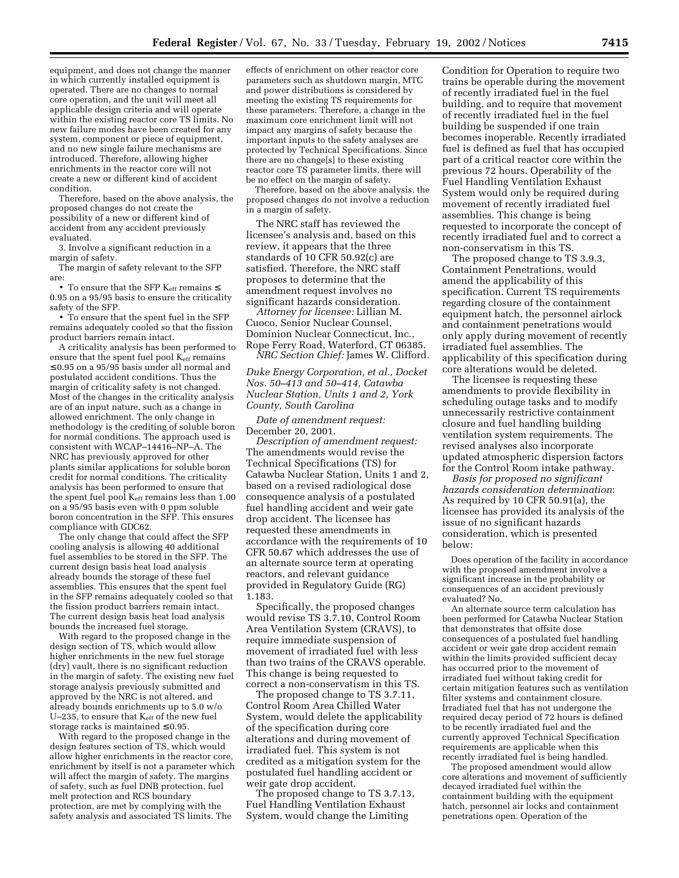equipment, and does not change the manner in which currently installed equipment is operated. There are no changes to normal core operation, and the unit will meet all applicable design criteria and will operate within the existing reactor core TS limits. No new failure modes have been created for any system, component or piece of equipment, and no new single failure mechanisms are introduced. Therefore, allowing higher enrichments in the reactor core will not create a new or different kind of accident condition.

Therefore, based on the above analysis, the proposed changes do not create the possibility of a new or different kind of accident from any accident previously evaluated.

3. Involve a significant reduction in a margin of safety.

The margin of safety relevant to the SFP are:

- To ensure that the SFP $K_{eff}$ remains $\leq$ 0.95 on a 95/95 basis to ensure the criticality safety of the SFP.
- To ensure that the spent fuel in the SFP remains adequately cooled so that the fission product barriers remain intact.

A criticality analysis has been performed to ensure that the spent fuel pool $K_{eff}$ remains $\leq$0.95 on a 95/95 basis under all normal and postulated accident conditions. Thus the margin of criticality safety is not changed. Most of the changes in the criticality analysis are of an input nature, such as a change in allowed enrichment. The only change in methodology is the crediting of soluble boron for normal conditions. The approach used is consistent with WCAP–14416–NP–A. The NRC has previously approved for other plants similar applications for soluble boron credit for normal conditions. The criticality analysis has been performed to ensure that the spent fuel pool $K_{eff}$ remains less than 1.00 on a 95/95 basis even with 0 ppm soluble boron concentration in the SFP. This ensures compliance with GDC62.

The only change that could affect the SFP cooling analysis is allowing 40 additional fuel assemblies to be stored in the SFP. The current design basis heat load analysis already bounds the storage of these fuel assemblies. This ensures that the spent fuel in the SFP remains adequately cooled so that the fission product barriers remain intact. The current design basis heat load analysis bounds the increased fuel storage.

With regard to the proposed change in the design section of TS, which would allow higher enrichments in the new fuel storage (dry) vault, there is no significant reduction in the margin of safety. The existing new fuel storage analysis previously submitted and approved by the NRC is not altered, and already bounds enrichments up to 5.0 w/o U–235, to ensure that $K_{eff}$ of the new fuel storage racks is maintained $\leq$0.95.

With regard to the proposed change in the design features section of TS, which would allow higher enrichments in the reactor core, enrichment by itself is not a parameter which will affect the margin of safety. The margins of safety, such as fuel DNB protection, fuel melt protection and RCS boundary protection, are met by complying with the safety analysis and associated TS limits. The effects of enrichment on other reactor core parameters such as shutdown margin, MTC and power distributions is considered by meeting the existing TS requirements for these parameters. Therefore, a change in the maximum core enrichment limit will not impact any margins of safety because the important inputs to the safety analyses are protected by Technical Specifications. Since there are no change[s] to these existing reactor core TS parameter limits, there will be no effect on the margin of safety.

Therefore, based on the above analysis, the proposed changes do not involve a reduction in a margin of safety.

The NRC staff has reviewed the licensee's analysis and, based on this review, it appears that the three standards of 10 CFR 50.92(c) are satisfied. Therefore, the NRC staff proposes to determine that the amendment request involves no significant hazards consideration.

*Attorney for licensee:* Lillian M. Cuoco, Senior Nuclear Counsel, Dominion Nuclear Connecticut, Inc., Rope Ferry Road, Waterford, CT 06385.

*NRC Section Chief:* James W. Clifford.

*Duke Energy Corporation, et al., Docket Nos. 50–413 and 50–414, Catawba Nuclear Station, Units 1 and 2, York County, South Carolina*

*Date of amendment request:* December 20, 2001.

*Description of amendment request:* The amendments would revise the Technical Specifications (TS) for Catawba Nuclear Station, Units 1 and 2, based on a revised radiological dose consequence analysis of a postulated fuel handling accident and weir gate drop accident. The licensee has requested these amendments in accordance with the requirements of 10 CFR 50.67 which addresses the use of an alternate source term at operating reactors, and relevant guidance provided in Regulatory Guide (RG) 1.183.

Specifically, the proposed changes would revise TS 3.7.10, Control Room Area Ventilation System (CRAVS), to require immediate suspension of movement of irradiated fuel with less than two trains of the CRAVS operable. This change is being requested to correct a non-conservatism in this TS.

The proposed change to TS 3.7.11, Control Room Area Chilled Water System, would delete the applicability of the specification during core alterations and during movement of irradiated fuel. This system is not credited as a mitigation system for the postulated fuel handling accident or weir gate drop accident.

The proposed change to TS 3.7.13, Fuel Handling Ventilation Exhaust System, would change the Limiting Condition for Operation to require two trains be operable during the movement of recently irradiated fuel in the fuel building, and to require that movement of recently irradiated fuel in the fuel building be suspended if one train becomes inoperable. Recently irradiated fuel is defined as fuel that has occupied part of a critical reactor core within the previous 72 hours. Operability of the Fuel Handling Ventilation Exhaust System would only be required during movement of recently irradiated fuel assemblies. This change is being requested to incorporate the concept of recently irradiated fuel and to correct a non-conservatism in this TS.

The proposed change to TS 3.9.3, Containment Penetrations, would amend the applicability of this specification. Current TS requirements regarding closure of the containment equipment hatch, the personnel airlock and containment penetrations would only apply during movement of recently irradiated fuel assemblies. The applicability of this specification during core alterations would be deleted.

The licensee is requesting these amendments to provide flexibility in scheduling outage tasks and to modify unnecessarily restrictive containment closure and fuel handling building ventilation system requirements. The revised analyses also incorporate updated atmospheric dispersion factors for the Control Room intake pathway.

*Basis for proposed no significant hazards consideration determination*: As required by 10 CFR 50.91(a), the licensee has provided its analysis of the issue of no significant hazards consideration, which is presented below:

Does operation of the facility in accordance with the proposed amendment involve a significant increase in the probability or consequences of an accident previously evaluated? No.

An alternate source term calculation has been performed for Catawba Nuclear Station that demonstrates that offsite dose consequences of a postulated fuel handling accident or weir gate drop accident remain within the limits provided sufficient decay has occurred prior to the movement of irradiated fuel without taking credit for certain mitigation features such as ventilation filter systems and containment closure. Irradiated fuel that has not undergone the required decay period of 72 hours is defined to be recently irradiated fuel and the currently approved Technical Specification requirements are applicable when this recently irradiated fuel is being handled.

The proposed amendment would allow core alterations and movement of sufficiently decayed irradiated fuel within the containment building with the equipment hatch, personnel air locks and containment penetrations open. Operation of the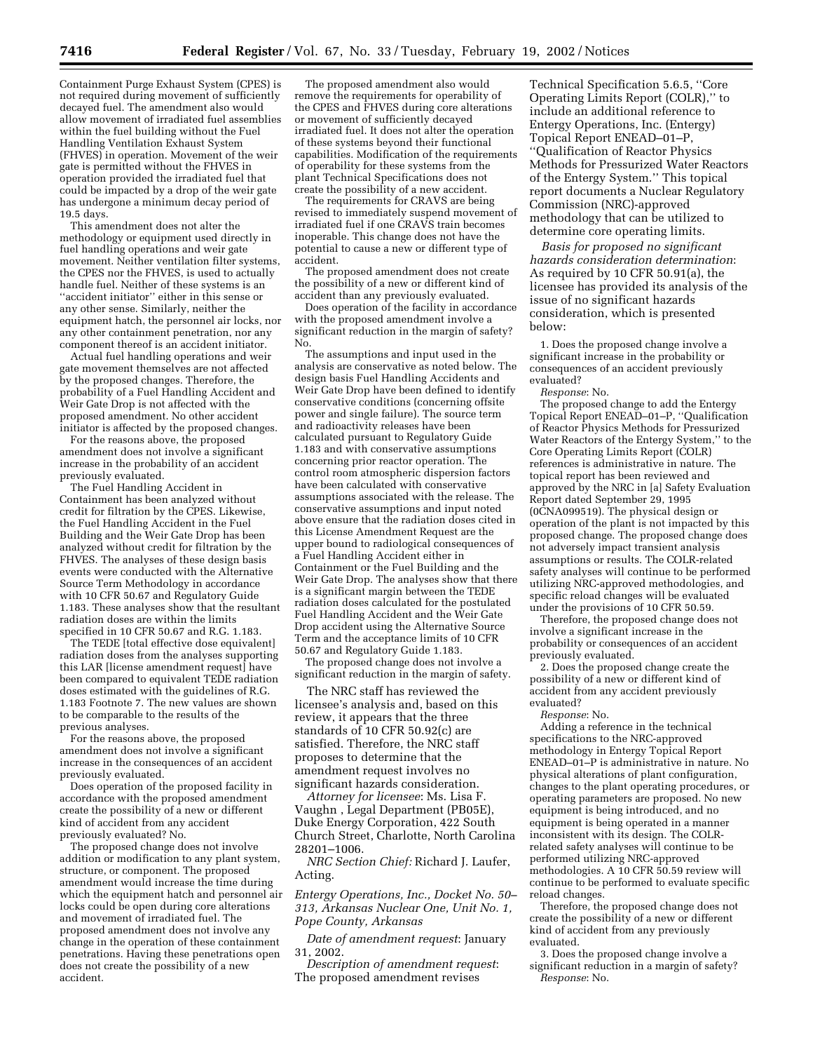Containment Purge Exhaust System (CPES) is not required during movement of sufficiently decayed fuel. The amendment also would allow movement of irradiated fuel assemblies within the fuel building without the Fuel Handling Ventilation Exhaust System (FHVES) in operation. Movement of the weir gate is permitted without the FHVES in operation provided the irradiated fuel that could be impacted by a drop of the weir gate has undergone a minimum decay period of 19.5 days.

This amendment does not alter the methodology or equipment used directly in fuel handling operations and weir gate movement. Neither ventilation filter systems, the CPES nor the FHVES, is used to actually handle fuel. Neither of these systems is an ''accident initiator'' either in this sense or any other sense. Similarly, neither the equipment hatch, the personnel air locks, nor any other containment penetration, nor any component thereof is an accident initiator.

Actual fuel handling operations and weir gate movement themselves are not affected by the proposed changes. Therefore, the probability of a Fuel Handling Accident and Weir Gate Drop is not affected with the proposed amendment. No other accident initiator is affected by the proposed changes.

For the reasons above, the proposed amendment does not involve a significant increase in the probability of an accident previously evaluated.

The Fuel Handling Accident in Containment has been analyzed without credit for filtration by the CPES. Likewise, the Fuel Handling Accident in the Fuel Building and the Weir Gate Drop has been analyzed without credit for filtration by the FHVES. The analyses of these design basis events were conducted with the Alternative Source Term Methodology in accordance with 10 CFR 50.67 and Regulatory Guide 1.183. These analyses show that the resultant radiation doses are within the limits specified in 10 CFR 50.67 and R.G. 1.183.

The TEDE [total effective dose equivalent] radiation doses from the analyses supporting this LAR [license amendment request] have been compared to equivalent TEDE radiation doses estimated with the guidelines of R.G. 1.183 Footnote 7. The new values are shown to be comparable to the results of the previous analyses.

For the reasons above, the proposed amendment does not involve a significant increase in the consequences of an accident previously evaluated.

Does operation of the proposed facility in accordance with the proposed amendment create the possibility of a new or different kind of accident from any accident previously evaluated? No.

The proposed change does not involve addition or modification to any plant system, structure, or component. The proposed amendment would increase the time during which the equipment hatch and personnel air locks could be open during core alterations and movement of irradiated fuel. The proposed amendment does not involve any change in the operation of these containment penetrations. Having these penetrations open does not create the possibility of a new accident.

The proposed amendment also would remove the requirements for operability of the CPES and FHVES during core alterations or movement of sufficiently decayed irradiated fuel. It does not alter the operation of these systems beyond their functional capabilities. Modification of the requirements of operability for these systems from the plant Technical Specifications does not create the possibility of a new accident.

The requirements for CRAVS are being revised to immediately suspend movement of irradiated fuel if one CRAVS train becomes inoperable. This change does not have the potential to cause a new or different type of accident.

The proposed amendment does not create the possibility of a new or different kind of accident than any previously evaluated.

Does operation of the facility in accordance with the proposed amendment involve a significant reduction in the margin of safety? No.

The assumptions and input used in the analysis are conservative as noted below. The design basis Fuel Handling Accidents and Weir Gate Drop have been defined to identify conservative conditions (concerning offsite power and single failure). The source term and radioactivity releases have been calculated pursuant to Regulatory Guide 1.183 and with conservative assumptions concerning prior reactor operation. The control room atmospheric dispersion factors have been calculated with conservative assumptions associated with the release. The conservative assumptions and input noted above ensure that the radiation doses cited in this License Amendment Request are the upper bound to radiological consequences of a Fuel Handling Accident either in Containment or the Fuel Building and the Weir Gate Drop. The analyses show that there is a significant margin between the TEDE radiation doses calculated for the postulated Fuel Handling Accident and the Weir Gate Drop accident using the Alternative Source Term and the acceptance limits of 10 CFR 50.67 and Regulatory Guide 1.183.

The proposed change does not involve a significant reduction in the margin of safety.

The NRC staff has reviewed the licensee's analysis and, based on this review, it appears that the three standards of 10 CFR 50.92(c) are satisfied. Therefore, the NRC staff proposes to determine that the amendment request involves no significant hazards consideration.

*Attorney for licensee*: Ms. Lisa F. Vaughn , Legal Department (PB05E), Duke Energy Corporation, 422 South Church Street, Charlotte, North Carolina 28201–1006.

*NRC Section Chief:* Richard J. Laufer, Acting.

*Entergy Operations, Inc., Docket No. 50–313, Arkansas Nuclear One, Unit No. 1, Pope County, Arkansas*

*Date of amendment request*: January 31, 2002.

*Description of amendment request*: The proposed amendment revises Technical Specification 5.6.5, ''Core Operating Limits Report (COLR),'' to include an additional reference to Entergy Operations, Inc. (Entergy) Topical Report ENEAD–01–P, ''Qualification of Reactor Physics Methods for Pressurized Water Reactors of the Entergy System.'' This topical report documents a Nuclear Regulatory Commission (NRC)-approved methodology that can be utilized to determine core operating limits.

*Basis for proposed no significant hazards consideration determination*: As required by 10 CFR 50.91(a), the licensee has provided its analysis of the issue of no significant hazards consideration, which is presented below:

1. Does the proposed change involve a significant increase in the probability or consequences of an accident previously evaluated?

*Response*: No.

The proposed change to add the Entergy Topical Report ENEAD–01–P, ''Qualification of Reactor Physics Methods for Pressurized Water Reactors of the Entergy System,'' to the Core Operating Limits Report (COLR) references is administrative in nature. The topical report has been reviewed and approved by the NRC in [a] Safety Evaluation Report dated September 29, 1995 (0CNA099519). The physical design or operation of the plant is not impacted by this proposed change. The proposed change does not adversely impact transient analysis assumptions or results. The COLR-related safety analyses will continue to be performed utilizing NRC-approved methodologies, and specific reload changes will be evaluated under the provisions of 10 CFR 50.59.

Therefore, the proposed change does not involve a significant increase in the probability or consequences of an accident previously evaluated.

2. Does the proposed change create the possibility of a new or different kind of accident from any accident previously evaluated?

*Response*: No.

Adding a reference in the technical specifications to the NRC-approved methodology in Entergy Topical Report ENEAD–01–P is administrative in nature. No physical alterations of plant configuration, changes to the plant operating procedures, or operating parameters are proposed. No new equipment is being introduced, and no equipment is being operated in a manner inconsistent with its design. The COLR-related safety analyses will continue to be performed utilizing NRC-approved methodologies. A 10 CFR 50.59 review will continue to be performed to evaluate specific reload changes.

Therefore, the proposed change does not create the possibility of a new or different kind of accident from any previously evaluated.

3. Does the proposed change involve a significant reduction in a margin of safety?

*Response*: No.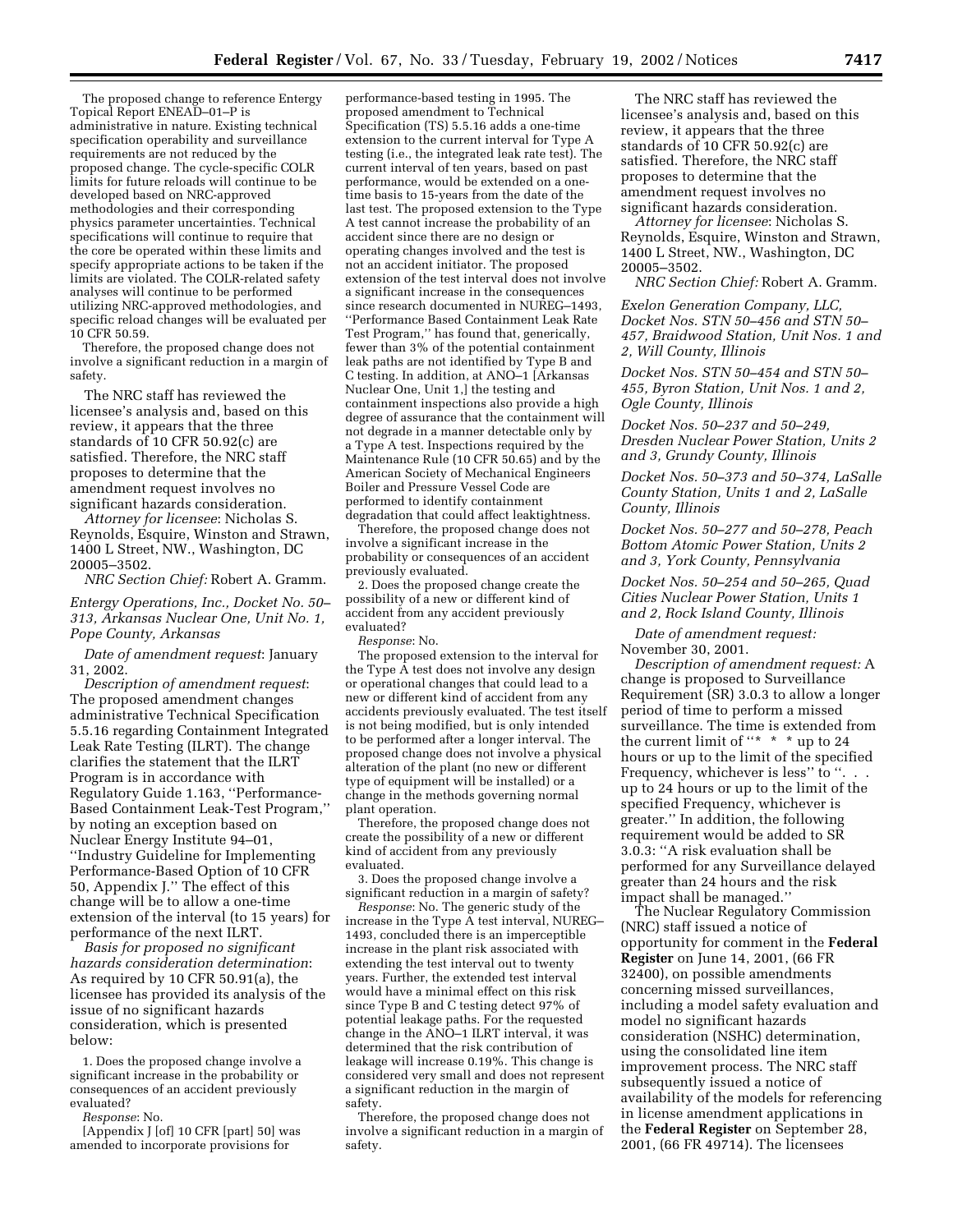The proposed change to reference Entergy Topical Report ENEAD–01–P is administrative in nature. Existing technical specification operability and surveillance requirements are not reduced by the proposed change. The cycle-specific COLR limits for future reloads will continue to be developed based on NRC-approved methodologies and their corresponding physics parameter uncertainties. Technical specifications will continue to require that the core be operated within these limits and specify appropriate actions to be taken if the limits are violated. The COLR-related safety analyses will continue to be performed utilizing NRC-approved methodologies, and specific reload changes will be evaluated per 10 CFR 50.59.

Therefore, the proposed change does not involve a significant reduction in a margin of safety.

The NRC staff has reviewed the licensee's analysis and, based on this review, it appears that the three standards of 10 CFR 50.92(c) are satisfied. Therefore, the NRC staff proposes to determine that the amendment request involves no significant hazards consideration.

*Attorney for licensee*: Nicholas S. Reynolds, Esquire, Winston and Strawn, 1400 L Street, NW., Washington, DC 20005–3502.

*NRC Section Chief:* Robert A. Gramm.

*Entergy Operations, Inc., Docket No. 50–313, Arkansas Nuclear One, Unit No. 1, Pope County, Arkansas*

*Date of amendment request*: January 31, 2002.

*Description of amendment request*: The proposed amendment changes administrative Technical Specification 5.5.16 regarding Containment Integrated Leak Rate Testing (ILRT). The change clarifies the statement that the ILRT Program is in accordance with Regulatory Guide 1.163, ''Performance-Based Containment Leak-Test Program,'' by noting an exception based on Nuclear Energy Institute 94–01, ''Industry Guideline for Implementing Performance-Based Option of 10 CFR 50, Appendix J.'' The effect of this change will be to allow a one-time extension of the interval (to 15 years) for performance of the next ILRT.

*Basis for proposed no significant hazards consideration determination*: As required by 10 CFR 50.91(a), the licensee has provided its analysis of the issue of no significant hazards consideration, which is presented below:

1. Does the proposed change involve a significant increase in the probability or consequences of an accident previously evaluated?

*Response*: No.

[Appendix J [of] 10 CFR [part] 50] was amended to incorporate provisions for performance-based testing in 1995. The proposed amendment to Technical Specification (TS) 5.5.16 adds a one-time extension to the current interval for Type A testing (i.e., the integrated leak rate test). The current interval of ten years, based on past performance, would be extended on a one-time basis to 15-years from the date of the last test. The proposed extension to the Type A test cannot increase the probability of an accident since there are no design or operating changes involved and the test is not an accident initiator. The proposed extension of the test interval does not involve a significant increase in the consequences since research documented in NUREG–1493, ''Performance Based Containment Leak Rate Test Program,'' has found that, generically, fewer than 3% of the potential containment leak paths are not identified by Type B and C testing. In addition, at ANO–1 [Arkansas Nuclear One, Unit 1,] the testing and containment inspections also provide a high degree of assurance that the containment will not degrade in a manner detectable only by a Type A test. Inspections required by the Maintenance Rule (10 CFR 50.65) and by the American Society of Mechanical Engineers Boiler and Pressure Vessel Code are performed to identify containment degradation that could affect leaktightness.

Therefore, the proposed change does not involve a significant increase in the probability or consequences of an accident previously evaluated.

2. Does the proposed change create the possibility of a new or different kind of accident from any accident previously evaluated?

*Response*: No.

The proposed extension to the interval for the Type A test does not involve any design or operational changes that could lead to a new or different kind of accident from any accidents previously evaluated. The test itself is not being modified, but is only intended to be performed after a longer interval. The proposed change does not involve a physical alteration of the plant (no new or different type of equipment will be installed) or a change in the methods governing normal plant operation.

Therefore, the proposed change does not create the possibility of a new or different kind of accident from any previously evaluated.

3. Does the proposed change involve a significant reduction in a margin of safety?

*Response*: No. The generic study of the increase in the Type A test interval, NUREG–1493, concluded there is an imperceptible increase in the plant risk associated with extending the test interval out to twenty years. Further, the extended test interval would have a minimal effect on this risk since Type B and C testing detect 97% of potential leakage paths. For the requested change in the ANO–1 ILRT interval, it was determined that the risk contribution of leakage will increase 0.19%. This change is considered very small and does not represent a significant reduction in the margin of safety.

Therefore, the proposed change does not involve a significant reduction in a margin of safety.

The NRC staff has reviewed the licensee's analysis and, based on this review, it appears that the three standards of 10 CFR 50.92(c) are satisfied. Therefore, the NRC staff proposes to determine that the amendment request involves no significant hazards consideration.

*Attorney for licensee*: Nicholas S. Reynolds, Esquire, Winston and Strawn, 1400 L Street, NW., Washington, DC 20005–3502.

*NRC Section Chief:* Robert A. Gramm.

*Exelon Generation Company, LLC, Docket Nos. STN 50–456 and STN 50–457, Braidwood Station, Unit Nos. 1 and 2, Will County, Illinois*

*Docket Nos. STN 50–454 and STN 50–455, Byron Station, Unit Nos. 1 and 2, Ogle County, Illinois*

*Docket Nos. 50–237 and 50–249, Dresden Nuclear Power Station, Units 2 and 3, Grundy County, Illinois*

*Docket Nos. 50–373 and 50–374, LaSalle County Station, Units 1 and 2, LaSalle County, Illinois*

*Docket Nos. 50–277 and 50–278, Peach Bottom Atomic Power Station, Units 2 and 3, York County, Pennsylvania*

*Docket Nos. 50–254 and 50–265, Quad Cities Nuclear Power Station, Units 1 and 2, Rock Island County, Illinois*

*Date of amendment request:* November 30, 2001.

*Description of amendment request:* A change is proposed to Surveillance Requirement (SR) 3.0.3 to allow a longer period of time to perform a missed surveillance. The time is extended from the current limit of ''* * * up to 24 hours or up to the limit of the specified Frequency, whichever is less'' to ''. . . up to 24 hours or up to the limit of the specified Frequency, whichever is greater.'' In addition, the following requirement would be added to SR 3.0.3: ''A risk evaluation shall be performed for any Surveillance delayed greater than 24 hours and the risk impact shall be managed.''

The Nuclear Regulatory Commission (NRC) staff issued a notice of opportunity for comment in the **Federal Register** on June 14, 2001, (66 FR 32400), on possible amendments concerning missed surveillances, including a model safety evaluation and model no significant hazards consideration (NSHC) determination, using the consolidated line item improvement process. The NRC staff subsequently issued a notice of availability of the models for referencing in license amendment applications in the **Federal Register** on September 28, 2001, (66 FR 49714). The licensees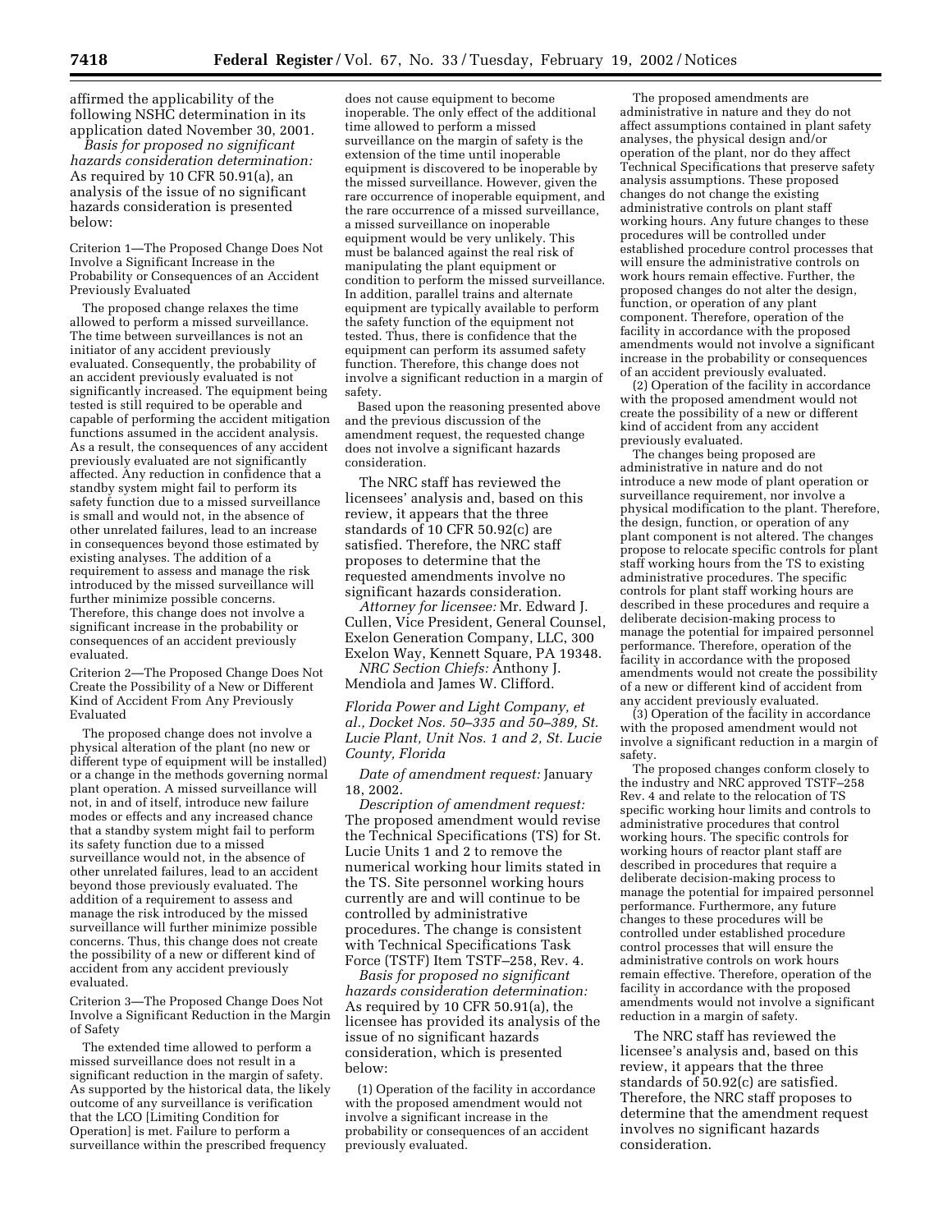affirmed the applicability of the following NSHC determination in its application dated November 30, 2001.

*Basis for proposed no significant hazards consideration determination:* As required by 10 CFR 50.91(a), an analysis of the issue of no significant hazards consideration is presented below:

Criterion 1—The Proposed Change Does Not Involve a Significant Increase in the Probability or Consequences of an Accident Previously Evaluated

The proposed change relaxes the time allowed to perform a missed surveillance. The time between surveillances is not an initiator of any accident previously evaluated. Consequently, the probability of an accident previously evaluated is not significantly increased. The equipment being tested is still required to be operable and capable of performing the accident mitigation functions assumed in the accident analysis. As a result, the consequences of any accident previously evaluated are not significantly affected. Any reduction in confidence that a standby system might fail to perform its safety function due to a missed surveillance is small and would not, in the absence of other unrelated failures, lead to an increase in consequences beyond those estimated by existing analyses. The addition of a requirement to assess and manage the risk introduced by the missed surveillance will further minimize possible concerns. Therefore, this change does not involve a significant increase in the probability or consequences of an accident previously evaluated.

Criterion 2—The Proposed Change Does Not Create the Possibility of a New or Different Kind of Accident From Any Previously Evaluated

The proposed change does not involve a physical alteration of the plant (no new or different type of equipment will be installed) or a change in the methods governing normal plant operation. A missed surveillance will not, in and of itself, introduce new failure modes or effects and any increased chance that a standby system might fail to perform its safety function due to a missed surveillance would not, in the absence of other unrelated failures, lead to an accident beyond those previously evaluated. The addition of a requirement to assess and manage the risk introduced by the missed surveillance will further minimize possible concerns. Thus, this change does not create the possibility of a new or different kind of accident from any accident previously evaluated.

Criterion 3—The Proposed Change Does Not Involve a Significant Reduction in the Margin of Safety

The extended time allowed to perform a missed surveillance does not result in a significant reduction in the margin of safety. As supported by the historical data, the likely outcome of any surveillance is verification that the LCO [Limiting Condition for Operation] is met. Failure to perform a surveillance within the prescribed frequency does not cause equipment to become inoperable. The only effect of the additional time allowed to perform a missed surveillance on the margin of safety is the extension of the time until inoperable equipment is discovered to be inoperable by the missed surveillance. However, given the rare occurrence of inoperable equipment, and the rare occurrence of a missed surveillance, a missed surveillance on inoperable equipment would be very unlikely. This must be balanced against the real risk of manipulating the plant equipment or condition to perform the missed surveillance. In addition, parallel trains and alternate equipment are typically available to perform the safety function of the equipment not tested. Thus, there is confidence that the equipment can perform its assumed safety function. Therefore, this change does not involve a significant reduction in a margin of safety.

Based upon the reasoning presented above and the previous discussion of the amendment request, the requested change does not involve a significant hazards consideration.

The NRC staff has reviewed the licensees' analysis and, based on this review, it appears that the three standards of 10 CFR 50.92(c) are satisfied. Therefore, the NRC staff proposes to determine that the requested amendments involve no significant hazards consideration.

*Attorney for licensee:* Mr. Edward J. Cullen, Vice President, General Counsel, Exelon Generation Company, LLC, 300 Exelon Way, Kennett Square, PA 19348.

*NRC Section Chiefs:* Anthony J. Mendiola and James W. Clifford.

*Florida Power and Light Company, et al., Docket Nos. 50–335 and 50–389, St. Lucie Plant, Unit Nos. 1 and 2, St. Lucie County, Florida*

*Date of amendment request:* January 18, 2002.

*Description of amendment request:* The proposed amendment would revise the Technical Specifications (TS) for St. Lucie Units 1 and 2 to remove the numerical working hour limits stated in the TS. Site personnel working hours currently are and will continue to be controlled by administrative procedures. The change is consistent with Technical Specifications Task Force (TSTF) Item TSTF–258, Rev. 4.

*Basis for proposed no significant hazards consideration determination:* As required by 10 CFR 50.91(a), the licensee has provided its analysis of the issue of no significant hazards consideration, which is presented below:

(1) Operation of the facility in accordance with the proposed amendment would not involve a significant increase in the probability or consequences of an accident previously evaluated.

The proposed amendments are administrative in nature and they do not affect assumptions contained in plant safety analyses, the physical design and/or operation of the plant, nor do they affect Technical Specifications that preserve safety analysis assumptions. These proposed changes do not change the existing administrative controls on plant staff working hours. Any future changes to these procedures will be controlled under established procedure control processes that will ensure the administrative controls on work hours remain effective. Further, the proposed changes do not alter the design, function, or operation of any plant component. Therefore, operation of the facility in accordance with the proposed amendments would not involve a significant increase in the probability or consequences of an accident previously evaluated.

(2) Operation of the facility in accordance with the proposed amendment would not create the possibility of a new or different kind of accident from any accident previously evaluated.

The changes being proposed are administrative in nature and do not introduce a new mode of plant operation or surveillance requirement, nor involve a physical modification to the plant. Therefore, the design, function, or operation of any plant component is not altered. The changes propose to relocate specific controls for plant staff working hours from the TS to existing administrative procedures. The specific controls for plant staff working hours are described in these procedures and require a deliberate decision-making process to manage the potential for impaired personnel performance. Therefore, operation of the facility in accordance with the proposed amendments would not create the possibility of a new or different kind of accident from any accident previously evaluated.

(3) Operation of the facility in accordance with the proposed amendment would not involve a significant reduction in a margin of safety.

The proposed changes conform closely to the industry and NRC approved TSTF–258 Rev. 4 and relate to the relocation of TS specific working hour limits and controls to administrative procedures that control working hours. The specific controls for working hours of reactor plant staff are described in procedures that require a deliberate decision-making process to manage the potential for impaired personnel performance. Furthermore, any future changes to these procedures will be controlled under established procedure control processes that will ensure the administrative controls on work hours remain effective. Therefore, operation of the facility in accordance with the proposed amendments would not involve a significant reduction in a margin of safety.

The NRC staff has reviewed the licensee's analysis and, based on this review, it appears that the three standards of 50.92(c) are satisfied. Therefore, the NRC staff proposes to determine that the amendment request involves no significant hazards consideration.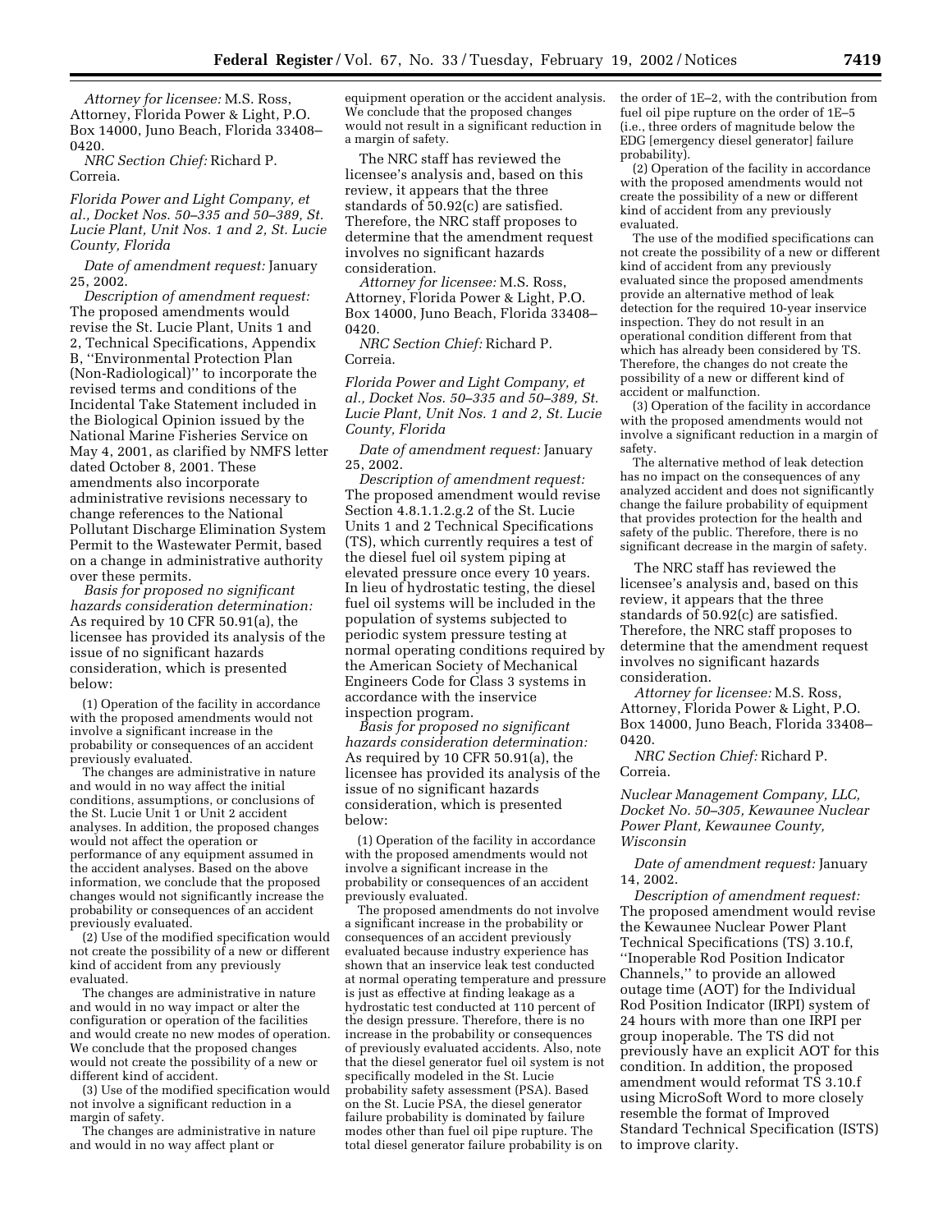*Attorney for licensee:* M.S. Ross, Attorney, Florida Power & Light, P.O. Box 14000, Juno Beach, Florida 33408–0420.

*NRC Section Chief:* Richard P. Correia.

*Florida Power and Light Company, et al., Docket Nos. 50–335 and 50–389, St. Lucie Plant, Unit Nos. 1 and 2, St. Lucie County, Florida*

*Date of amendment request:* January 25, 2002.

*Description of amendment request:* The proposed amendments would revise the St. Lucie Plant, Units 1 and 2, Technical Specifications, Appendix B, ''Environmental Protection Plan (Non-Radiological)'' to incorporate the revised terms and conditions of the Incidental Take Statement included in the Biological Opinion issued by the National Marine Fisheries Service on May 4, 2001, as clarified by NMFS letter dated October 8, 2001. These amendments also incorporate administrative revisions necessary to change references to the National Pollutant Discharge Elimination System Permit to the Wastewater Permit, based on a change in administrative authority over these permits.

*Basis for proposed no significant hazards consideration determination:* As required by 10 CFR 50.91(a), the licensee has provided its analysis of the issue of no significant hazards consideration, which is presented below:

(1) Operation of the facility in accordance with the proposed amendments would not involve a significant increase in the probability or consequences of an accident previously evaluated.

The changes are administrative in nature and would in no way affect the initial conditions, assumptions, or conclusions of the St. Lucie Unit 1 or Unit 2 accident analyses. In addition, the proposed changes would not affect the operation or performance of any equipment assumed in the accident analyses. Based on the above information, we conclude that the proposed changes would not significantly increase the probability or consequences of an accident previously evaluated.

(2) Use of the modified specification would not create the possibility of a new or different kind of accident from any previously evaluated.

The changes are administrative in nature and would in no way impact or alter the configuration or operation of the facilities and would create no new modes of operation. We conclude that the proposed changes would not create the possibility of a new or different kind of accident.

(3) Use of the modified specification would not involve a significant reduction in a margin of safety.

The changes are administrative in nature and would in no way affect plant or equipment operation or the accident analysis. We conclude that the proposed changes would not result in a significant reduction in a margin of safety.

The NRC staff has reviewed the licensee's analysis and, based on this review, it appears that the three standards of 50.92(c) are satisfied. Therefore, the NRC staff proposes to determine that the amendment request involves no significant hazards consideration.

*Attorney for licensee:* M.S. Ross, Attorney, Florida Power & Light, P.O. Box 14000, Juno Beach, Florida 33408–0420.

*NRC Section Chief:* Richard P. Correia.

*Florida Power and Light Company, et al., Docket Nos. 50–335 and 50–389, St. Lucie Plant, Unit Nos. 1 and 2, St. Lucie County, Florida*

*Date of amendment request:* January 25, 2002.

*Description of amendment request:* The proposed amendment would revise Section 4.8.1.1.2.g.2 of the St. Lucie Units 1 and 2 Technical Specifications (TS), which currently requires a test of the diesel fuel oil system piping at elevated pressure once every 10 years. In lieu of hydrostatic testing, the diesel fuel oil systems will be included in the population of systems subjected to periodic system pressure testing at normal operating conditions required by the American Society of Mechanical Engineers Code for Class 3 systems in accordance with the inservice inspection program.

*Basis for proposed no significant hazards consideration determination:* As required by 10 CFR 50.91(a), the licensee has provided its analysis of the issue of no significant hazards consideration, which is presented below:

(1) Operation of the facility in accordance with the proposed amendments would not involve a significant increase in the probability or consequences of an accident previously evaluated.

The proposed amendments do not involve a significant increase in the probability or consequences of an accident previously evaluated because industry experience has shown that an inservice leak test conducted at normal operating temperature and pressure is just as effective at finding leakage as a hydrostatic test conducted at 110 percent of the design pressure. Therefore, there is no increase in the probability or consequences of previously evaluated accidents. Also, note that the diesel generator fuel oil system is not specifically modeled in the St. Lucie probability safety assessment (PSA). Based on the St. Lucie PSA, the diesel generator failure probability is dominated by failure modes other than fuel oil pipe rupture. The total diesel generator failure probability is on the order of 1E–2, with the contribution from fuel oil pipe rupture on the order of 1E–5 (i.e., three orders of magnitude below the EDG [emergency diesel generator] failure probability).

(2) Operation of the facility in accordance with the proposed amendments would not create the possibility of a new or different kind of accident from any previously evaluated.

The use of the modified specifications can not create the possibility of a new or different kind of accident from any previously evaluated since the proposed amendments provide an alternative method of leak detection for the required 10-year inservice inspection. They do not result in an operational condition different from that which has already been considered by TS. Therefore, the changes do not create the possibility of a new or different kind of accident or malfunction.

(3) Operation of the facility in accordance with the proposed amendments would not involve a significant reduction in a margin of safety.

The alternative method of leak detection has no impact on the consequences of any analyzed accident and does not significantly change the failure probability of equipment that provides protection for the health and safety of the public. Therefore, there is no significant decrease in the margin of safety.

The NRC staff has reviewed the licensee's analysis and, based on this review, it appears that the three standards of 50.92(c) are satisfied. Therefore, the NRC staff proposes to determine that the amendment request involves no significant hazards consideration.

*Attorney for licensee:* M.S. Ross, Attorney, Florida Power & Light, P.O. Box 14000, Juno Beach, Florida 33408–0420.

*NRC Section Chief:* Richard P. Correia.

*Nuclear Management Company, LLC, Docket No. 50–305, Kewaunee Nuclear Power Plant, Kewaunee County, Wisconsin*

*Date of amendment request:* January 14, 2002.

*Description of amendment request:* The proposed amendment would revise the Kewaunee Nuclear Power Plant Technical Specifications (TS) 3.10.f, ''Inoperable Rod Position Indicator Channels,'' to provide an allowed outage time (AOT) for the Individual Rod Position Indicator (IRPI) system of 24 hours with more than one IRPI per group inoperable. The TS did not previously have an explicit AOT for this condition. In addition, the proposed amendment would reformat TS 3.10.f using MicroSoft Word to more closely resemble the format of Improved Standard Technical Specification (ISTS) to improve clarity.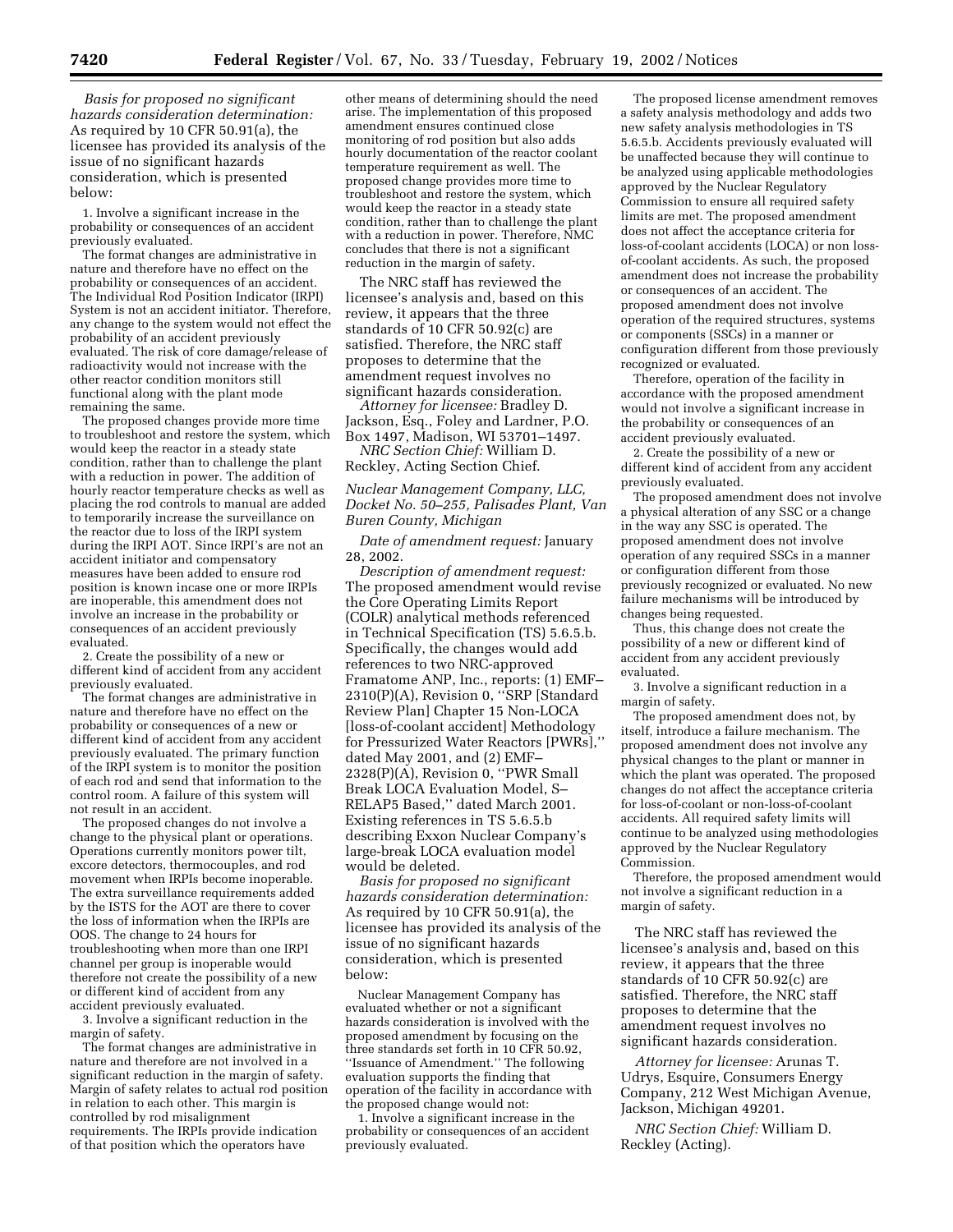*Basis for proposed no significant hazards consideration determination:* As required by 10 CFR 50.91(a), the licensee has provided its analysis of the issue of no significant hazards consideration, which is presented below:

1. Involve a significant increase in the probability or consequences of an accident previously evaluated.

The format changes are administrative in nature and therefore have no effect on the probability or consequences of an accident. The Individual Rod Position Indicator (IRPI) System is not an accident initiator. Therefore, any change to the system would not effect the probability of an accident previously evaluated. The risk of core damage/release of radioactivity would not increase with the other reactor condition monitors still functional along with the plant mode remaining the same.

The proposed changes provide more time to troubleshoot and restore the system, which would keep the reactor in a steady state condition, rather than to challenge the plant with a reduction in power. The addition of hourly reactor temperature checks as well as placing the rod controls to manual are added to temporarily increase the surveillance on the reactor due to loss of the IRPI system during the IRPI AOT. Since IRPI's are not an accident initiator and compensatory measures have been added to ensure rod position is known incase one or more IRPIs are inoperable, this amendment does not involve an increase in the probability or consequences of an accident previously evaluated.

2. Create the possibility of a new or different kind of accident from any accident previously evaluated.

The format changes are administrative in nature and therefore have no effect on the probability or consequences of a new or different kind of accident from any accident previously evaluated. The primary function of the IRPI system is to monitor the position of each rod and send that information to the control room. A failure of this system will not result in an accident.

The proposed changes do not involve a change to the physical plant or operations. Operations currently monitors power tilt, excore detectors, thermocouples, and rod movement when IRPIs become inoperable. The extra surveillance requirements added by the ISTS for the AOT are there to cover the loss of information when the IRPIs are OOS. The change to 24 hours for troubleshooting when more than one IRPI channel per group is inoperable would therefore not create the possibility of a new or different kind of accident from any accident previously evaluated.

3. Involve a significant reduction in the margin of safety.

The format changes are administrative in nature and therefore are not involved in a significant reduction in the margin of safety. Margin of safety relates to actual rod position in relation to each other. This margin is controlled by rod misalignment requirements. The IRPIs provide indication of that position which the operators have other means of determining should the need arise. The implementation of this proposed amendment ensures continued close monitoring of rod position but also adds hourly documentation of the reactor coolant temperature requirement as well. The proposed change provides more time to troubleshoot and restore the system, which would keep the reactor in a steady state condition, rather than to challenge the plant with a reduction in power. Therefore, NMC concludes that there is not a significant reduction in the margin of safety.

The NRC staff has reviewed the licensee's analysis and, based on this review, it appears that the three standards of 10 CFR 50.92(c) are satisfied. Therefore, the NRC staff proposes to determine that the amendment request involves no significant hazards consideration.

*Attorney for licensee:* Bradley D. Jackson, Esq., Foley and Lardner, P.O. Box 1497, Madison, WI 53701–1497.

*NRC Section Chief:* William D. Reckley, Acting Section Chief.

*Nuclear Management Company, LLC, Docket No. 50–255, Palisades Plant, Van Buren County, Michigan*

*Date of amendment request:* January 28, 2002.

*Description of amendment request:* The proposed amendment would revise the Core Operating Limits Report (COLR) analytical methods referenced in Technical Specification (TS) 5.6.5.b. Specifically, the changes would add references to two NRC-approved Framatome ANP, Inc., reports: (1) EMF–2310(P)(A), Revision 0, ''SRP [Standard Review Plan] Chapter 15 Non-LOCA [loss-of-coolant accident] Methodology for Pressurized Water Reactors [PWRs],'' dated May 2001, and (2) EMF–2328(P)(A), Revision 0, ''PWR Small Break LOCA Evaluation Model, S–RELAP5 Based,'' dated March 2001. Existing references in TS 5.6.5.b describing Exxon Nuclear Company's large-break LOCA evaluation model would be deleted.

*Basis for proposed no significant hazards consideration determination:* As required by 10 CFR 50.91(a), the licensee has provided its analysis of the issue of no significant hazards consideration, which is presented below:

Nuclear Management Company has evaluated whether or not a significant hazards consideration is involved with the proposed amendment by focusing on the three standards set forth in 10 CFR 50.92, ''Issuance of Amendment.'' The following evaluation supports the finding that operation of the facility in accordance with the proposed change would not:

1. Involve a significant increase in the probability or consequences of an accident previously evaluated.

The proposed license amendment removes a safety analysis methodology and adds two new safety analysis methodologies in TS 5.6.5.b. Accidents previously evaluated will be unaffected because they will continue to be analyzed using applicable methodologies approved by the Nuclear Regulatory Commission to ensure all required safety limits are met. The proposed amendment does not affect the acceptance criteria for loss-of-coolant accidents (LOCA) or non loss-of-coolant accidents. As such, the proposed amendment does not increase the probability or consequences of an accident. The proposed amendment does not involve operation of the required structures, systems or components (SSCs) in a manner or configuration different from those previously recognized or evaluated.

Therefore, operation of the facility in accordance with the proposed amendment would not involve a significant increase in the probability or consequences of an accident previously evaluated.

2. Create the possibility of a new or different kind of accident from any accident previously evaluated.

The proposed amendment does not involve a physical alteration of any SSC or a change in the way any SSC is operated. The proposed amendment does not involve operation of any required SSCs in a manner or configuration different from those previously recognized or evaluated. No new failure mechanisms will be introduced by changes being requested.

Thus, this change does not create the possibility of a new or different kind of accident from any accident previously evaluated.

3. Involve a significant reduction in a margin of safety.

The proposed amendment does not, by itself, introduce a failure mechanism. The proposed amendment does not involve any physical changes to the plant or manner in which the plant was operated. The proposed changes do not affect the acceptance criteria for loss-of-coolant or non-loss-of-coolant accidents. All required safety limits will continue to be analyzed using methodologies approved by the Nuclear Regulatory Commission.

Therefore, the proposed amendment would not involve a significant reduction in a margin of safety.

The NRC staff has reviewed the licensee's analysis and, based on this review, it appears that the three standards of 10 CFR 50.92(c) are satisfied. Therefore, the NRC staff proposes to determine that the amendment request involves no significant hazards consideration.

*Attorney for licensee:* Arunas T. Udrys, Esquire, Consumers Energy Company, 212 West Michigan Avenue, Jackson, Michigan 49201.

*NRC Section Chief:* William D. Reckley (Acting).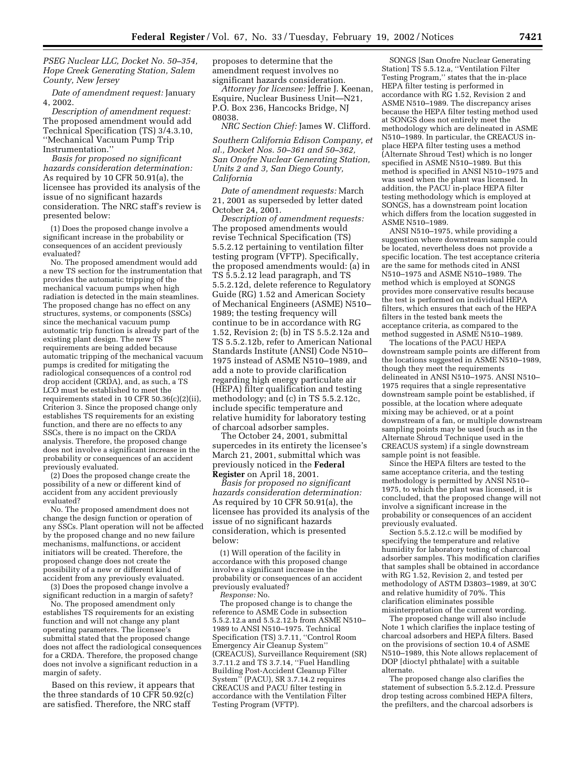*PSEG Nuclear LLC, Docket No. 50–354, Hope Creek Generating Station, Salem County, New Jersey*

*Date of amendment request:* January 4, 2002.

*Description of amendment request:* The proposed amendment would add Technical Specification (TS) 3/4.3.10, ''Mechanical Vacuum Pump Trip Instrumentation.''

*Basis for proposed no significant hazards consideration determination:* As required by 10 CFR 50.91(a), the licensee has provided its analysis of the issue of no significant hazards consideration. The NRC staff's review is presented below:

(1) Does the proposed change involve a significant increase in the probability or consequences of an accident previously evaluated?

No. The proposed amendment would add a new TS section for the instrumentation that provides the automatic tripping of the mechanical vacuum pumps when high radiation is detected in the main steamlines. The proposed change has no effect on any structures, systems, or components (SSCs) since the mechanical vacuum pump automatic trip function is already part of the existing plant design. The new TS requirements are being added because automatic tripping of the mechanical vacuum pumps is credited for mitigating the radiological consequences of a control rod drop accident (CRDA), and, as such, a TS LCO must be established to meet the requirements stated in 10 CFR 50.36(c)(2)(ii), Criterion 3. Since the proposed change only establishes TS requirements for an existing function, and there are no effects to any SSCs, there is no impact on the CRDA analysis. Therefore, the proposed change does not involve a significant increase in the probability or consequences of an accident previously evaluated.

(2) Does the proposed change create the possibility of a new or different kind of accident from any accident previously evaluated?

No. The proposed amendment does not change the design function or operation of any SSCs. Plant operation will not be affected by the proposed change and no new failure mechanisms, malfunctions, or accident initiators will be created. Therefore, the proposed change does not create the possibility of a new or different kind of accident from any previously evaluated.

(3) Does the proposed change involve a significant reduction in a margin of safety?

No. The proposed amendment only establishes TS requirements for an existing function and will not change any plant operating parameters. The licensee's submittal stated that the proposed change does not affect the radiological consequences for a CRDA. Therefore, the proposed change does not involve a significant reduction in a margin of safety.

Based on this review, it appears that the three standards of 10 CFR 50.92(c) are satisfied. Therefore, the NRC staff proposes to determine that the amendment request involves no significant hazards consideration.

*Attorney for licensee:* Jeffrie J. Keenan, Esquire, Nuclear Business Unit—N21, P.O. Box 236, Hancocks Bridge, NJ 08038.

*NRC Section Chief:* James W. Clifford.

*Southern California Edison Company, et al., Docket Nos. 50–361 and 50–362, San Onofre Nuclear Generating Station, Units 2 and 3, San Diego County, California*

*Date of amendment requests:* March 21, 2001 as superseded by letter dated October 24, 2001.

*Description of amendment requests:* The proposed amendments would revise Technical Specification (TS) 5.5.2.12 pertaining to ventilation filter testing program (VFTP). Specifically, the proposed amendments would: (a) in TS 5.5.2.12 lead paragraph, and TS 5.5.2.12d, delete reference to Regulatory Guide (RG) 1.52 and American Society of Mechanical Engineers (ASME) N510–1989; the testing frequency will continue to be in accordance with RG 1.52, Revision 2; (b) in TS 5.5.2.12a and TS 5.5.2.12b, refer to American National Standards Institute (ANSI) Code N510–1975 instead of ASME N510–1989, and add a note to provide clarification regarding high energy particulate air (HEPA) filter qualification and testing methodology; and (c) in TS 5.5.2.12c, include specific temperature and relative humidity for laboratory testing of charcoal adsorber samples.

The October 24, 2001, submittal supercedes in its entirety the licensee's March 21, 2001, submittal which was previously noticed in the **Federal Register** on April 18, 2001.

*Basis for proposed no significant hazards consideration determination:* As required by 10 CFR 50.91(a), the licensee has provided its analysis of the issue of no significant hazards consideration, which is presented below:

(1) Will operation of the facility in accordance with this proposed change involve a significant increase in the probability or consequences of an accident previously evaluated?

*Response:* No.

The proposed change is to change the reference to ASME Code in subsection 5.5.2.12.a and 5.5.2.12.b from ASME N510–1989 to ANSI N510–1975. Technical Specification (TS) 3.7.11, ''Control Room Emergency Air Cleanup System'' (CREACUS), Surveillance Requirement (SR) 3.7.11.2 and TS 3.7.14, ''Fuel Handling Building Post-Accident Cleanup Filter System'' (PACU), SR 3.7.14.2 requires CREACUS and PACU filter testing in accordance with the Ventilation Filter Testing Program (VFTP).

SONGS [San Onofre Nuclear Generating Station] TS 5.5.12.a, ''Ventilation Filter Testing Program,'' states that the in-place HEPA filter testing is performed in accordance with RG 1.52, Revision 2 and ASME N510–1989. The discrepancy arises because the HEPA filter testing method used at SONGS does not entirely meet the methodology which are delineated in ASME N510–1989. In particular, the CREACUS in-place HEPA filter testing uses a method (Alternate Shroud Test) which is no longer specified in ASME N510–1989. But this method is specified in ANSI N510–1975 and was used when the plant was licensed. In addition, the PACU in-place HEPA filter testing methodology which is employed at SONGS, has a downstream point location which differs from the location suggested in ASME N510–1989.

ANSI N510–1975, while providing a suggestion where downstream sample could be located, nevertheless does not provide a specific location. The test acceptance criteria are the same for methods cited in ANSI N510–1975 and ASME N510–1989. The method which is employed at SONGS provides more conservative results because the test is performed on individual HEPA filters, which ensures that each of the HEPA filters in the tested bank meets the acceptance criteria, as compared to the method suggested in ASME N510–1989.

The locations of the PACU HEPA downstream sample points are different from the locations suggested in ASME N510–1989, though they meet the requirements delineated in ANSI N510–1975. ANSI N510–1975 requires that a single representative downstream sample point be established, if possible, at the location where adequate mixing may be achieved, or at a point downstream of a fan, or multiple downstream sampling points may be used (such as in the Alternate Shroud Technique used in the CREACUS system) if a single downstream sample point is not feasible.

Since the HEPA filters are tested to the same acceptance criteria, and the testing methodology is permitted by ANSI N510–1975, to which the plant was licensed, it is concluded, that the proposed change will not involve a significant increase in the probability or consequences of an accident previously evaluated.

Section 5.5.2.12.c will be modified by specifying the temperature and relative humidity for laboratory testing of charcoal adsorber samples. This modification clarifies that samples shall be obtained in accordance with RG 1.52, Revision 2, and tested per methodology of ASTM D3803–1989, at 30°C and relative humidity of 70%. This clarification eliminates possible misinterpretation of the current wording.

The proposed change will also include Note 1 which clarifies the inplace testing of charcoal adsorbers and HEPA filters. Based on the provisions of section 10.4 of ASME N510–1989, this Note allows replacement of DOP [dioctyl phthalate] with a suitable alternate.

The proposed change also clarifies the statement of subsection 5.5.2.12.d. Pressure drop testing across combined HEPA filters, the prefilters, and the charcoal adsorbers is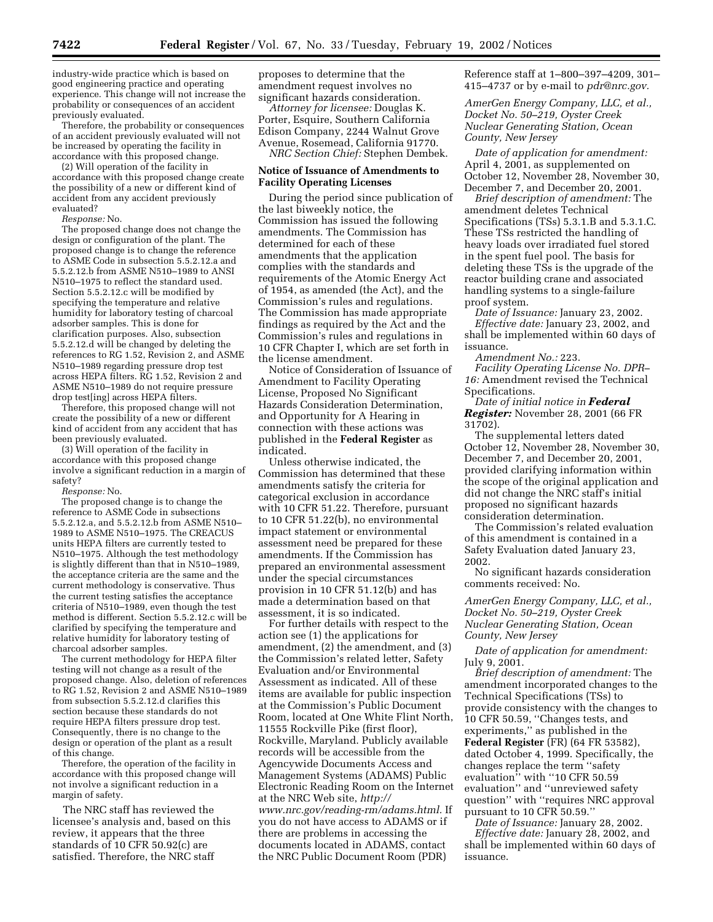industry-wide practice which is based on good engineering practice and operating experience. This change will not increase the probability or consequences of an accident previously evaluated.

Therefore, the probability or consequences of an accident previously evaluated will not be increased by operating the facility in accordance with this proposed change.

(2) Will operation of the facility in accordance with this proposed change create the possibility of a new or different kind of accident from any accident previously evaluated?

*Response:* No.

The proposed change does not change the design or configuration of the plant. The proposed change is to change the reference to ASME Code in subsection 5.5.2.12.a and 5.5.2.12.b from ASME N510–1989 to ANSI N510–1975 to reflect the standard used. Section 5.5.2.12.c will be modified by specifying the temperature and relative humidity for laboratory testing of charcoal adsorber samples. This is done for clarification purposes. Also, subsection 5.5.2.12.d will be changed by deleting the references to RG 1.52, Revision 2, and ASME N510–1989 regarding pressure drop test across HEPA filters. RG 1.52, Revision 2 and ASME N510–1989 do not require pressure drop test[ing] across HEPA filters.

Therefore, this proposed change will not create the possibility of a new or different kind of accident from any accident that has been previously evaluated.

(3) Will operation of the facility in accordance with this proposed change involve a significant reduction in a margin of safety?

*Response:* No.

The proposed change is to change the reference to ASME Code in subsections 5.5.2.12.a, and 5.5.2.12.b from ASME N510–1989 to ASME N510–1975. The CREACUS units HEPA filters are currently tested to N510–1975. Although the test methodology is slightly different than that in N510–1989, the acceptance criteria are the same and the current methodology is conservative. Thus the current testing satisfies the acceptance criteria of N510–1989, even though the test method is different. Section 5.5.2.12.c will be clarified by specifying the temperature and relative humidity for laboratory testing of charcoal adsorber samples.

The current methodology for HEPA filter testing will not change as a result of the proposed change. Also, deletion of references to RG 1.52, Revision 2 and ASME N510–1989 from subsection 5.5.2.12.d clarifies this section because these standards do not require HEPA filters pressure drop test. Consequently, there is no change to the design or operation of the plant as a result of this change.

Therefore, the operation of the facility in accordance with this proposed change will not involve a significant reduction in a margin of safety.

The NRC staff has reviewed the licensee's analysis and, based on this review, it appears that the three standards of 10 CFR 50.92(c) are satisfied. Therefore, the NRC staff proposes to determine that the amendment request involves no significant hazards consideration.

*Attorney for licensee:* Douglas K. Porter, Esquire, Southern California Edison Company, 2244 Walnut Grove Avenue, Rosemead, California 91770.

*NRC Section Chief:* Stephen Dembek.

## Notice of Issuance of Amendments to Facility Operating Licenses

During the period since publication of the last biweekly notice, the Commission has issued the following amendments. The Commission has determined for each of these amendments that the application complies with the standards and requirements of the Atomic Energy Act of 1954, as amended (the Act), and the Commission's rules and regulations. The Commission has made appropriate findings as required by the Act and the Commission's rules and regulations in 10 CFR Chapter I, which are set forth in the license amendment.

Notice of Consideration of Issuance of Amendment to Facility Operating License, Proposed No Significant Hazards Consideration Determination, and Opportunity for A Hearing in connection with these actions was published in the **Federal Register** as indicated.

Unless otherwise indicated, the Commission has determined that these amendments satisfy the criteria for categorical exclusion in accordance with 10 CFR 51.22. Therefore, pursuant to 10 CFR 51.22(b), no environmental impact statement or environmental assessment need be prepared for these amendments. If the Commission has prepared an environmental assessment under the special circumstances provision in 10 CFR 51.12(b) and has made a determination based on that assessment, it is so indicated.

For further details with respect to the action see (1) the applications for amendment, (2) the amendment, and (3) the Commission's related letter, Safety Evaluation and/or Environmental Assessment as indicated. All of these items are available for public inspection at the Commission's Public Document Room, located at One White Flint North, 11555 Rockville Pike (first floor), Rockville, Maryland. Publicly available records will be accessible from the Agencywide Documents Access and Management Systems (ADAMS) Public Electronic Reading Room on the Internet at the NRC Web site, *http://www.nrc.gov/reading-rm/adams.html.* If you do not have access to ADAMS or if there are problems in accessing the documents located in ADAMS, contact the NRC Public Document Room (PDR) Reference staff at 1–800–397–4209, 301–415–4737 or by e-mail to *pdr@nrc.gov.*

*AmerGen Energy Company, LLC, et al., Docket No. 50–219, Oyster Creek Nuclear Generating Station, Ocean County, New Jersey*

*Date of application for amendment:* April 4, 2001, as supplemented on October 12, November 28, November 30, December 7, and December 20, 2001.

*Brief description of amendment:* The amendment deletes Technical Specifications (TSs) 5.3.1.B and 5.3.1.C. These TSs restricted the handling of heavy loads over irradiated fuel stored in the spent fuel pool. The basis for deleting these TSs is the upgrade of the reactor building crane and associated handling systems to a single-failure proof system.

*Date of Issuance:* January 23, 2002.

*Effective date:* January 23, 2002, and shall be implemented within 60 days of issuance.

*Amendment No.:* 223.

*Facility Operating License No. DPR–16:* Amendment revised the Technical Specifications.

*Date of initial notice in* ***Federal Register:*** November 28, 2001 (66 FR 31702).

The supplemental letters dated October 12, November 28, November 30, December 7, and December 20, 2001, provided clarifying information within the scope of the original application and did not change the NRC staff's initial proposed no significant hazards consideration determination.

The Commission's related evaluation of this amendment is contained in a Safety Evaluation dated January 23, 2002.

No significant hazards consideration comments received: No.

*AmerGen Energy Company, LLC, et al., Docket No. 50–219, Oyster Creek Nuclear Generating Station, Ocean County, New Jersey*

*Date of application for amendment:* July 9, 2001.

*Brief description of amendment:* The amendment incorporated changes to the Technical Specifications (TSs) to provide consistency with the changes to 10 CFR 50.59, "Changes tests, and experiments," as published in the **Federal Register** (FR) (64 FR 53582), dated October 4, 1999. Specifically, the changes replace the term "safety evaluation" with "10 CFR 50.59 evaluation" and "unreviewed safety question" with "requires NRC approval pursuant to 10 CFR 50.59."

*Date of Issuance:* January 28, 2002.

*Effective date:* January 28, 2002, and shall be implemented within 60 days of issuance.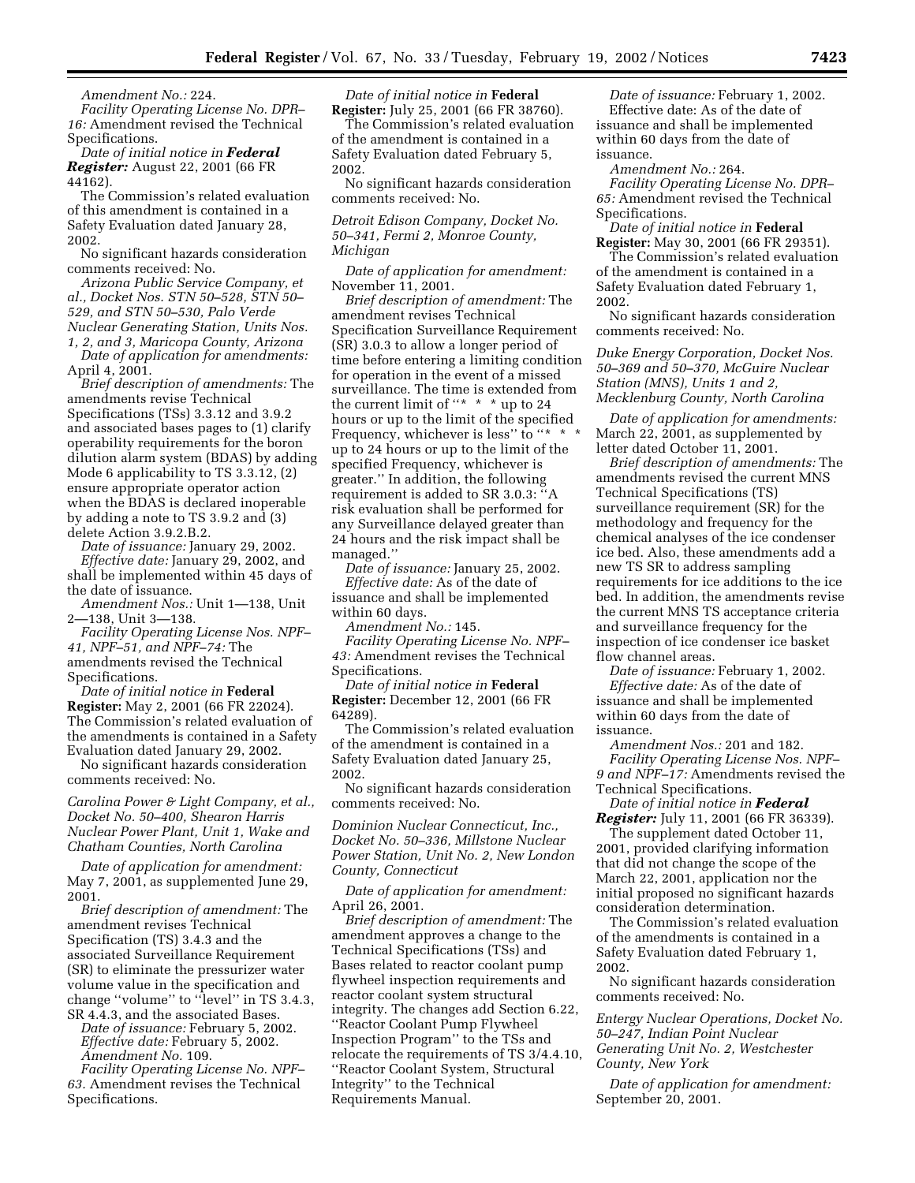*Amendment No.:* 224.

*Facility Operating License No. DPR–16:* Amendment revised the Technical Specifications.

*Date of initial notice in* **Federal Register:** August 22, 2001 (66 FR 44162).

The Commission's related evaluation of this amendment is contained in a Safety Evaluation dated January 28, 2002.

No significant hazards consideration comments received: No.

*Arizona Public Service Company, et al., Docket Nos. STN 50–528, STN 50–529, and STN 50–530, Palo Verde Nuclear Generating Station, Units Nos. 1, 2, and 3, Maricopa County, Arizona*

*Date of application for amendments:* April 4, 2001.

*Brief description of amendments:* The amendments revise Technical Specifications (TSs) 3.3.12 and 3.9.2 and associated bases pages to (1) clarify operability requirements for the boron dilution alarm system (BDAS) by adding Mode 6 applicability to TS 3.3.12, (2) ensure appropriate operator action when the BDAS is declared inoperable by adding a note to TS 3.9.2 and (3) delete Action 3.9.2.B.2.

*Date of issuance:* January 29, 2002.

*Effective date:* January 29, 2002, and shall be implemented within 45 days of the date of issuance.

*Amendment Nos.:* Unit 1—138, Unit 2—138, Unit 3—138.

*Facility Operating License Nos. NPF–41, NPF–51, and NPF–74:* The amendments revised the Technical Specifications.

*Date of initial notice in* **Federal Register:** May 2, 2001 (66 FR 22024). The Commission's related evaluation of the amendments is contained in a Safety Evaluation dated January 29, 2002.

No significant hazards consideration comments received: No.

*Carolina Power & Light Company, et al., Docket No. 50–400, Shearon Harris Nuclear Power Plant, Unit 1, Wake and Chatham Counties, North Carolina*

*Date of application for amendment:* May 7, 2001, as supplemented June 29, 2001.

*Brief description of amendment:* The amendment revises Technical Specification (TS) 3.4.3 and the associated Surveillance Requirement (SR) to eliminate the pressurizer water volume value in the specification and change ''volume'' to ''level'' in TS 3.4.3, SR 4.4.3, and the associated Bases.

*Date of issuance:* February 5, 2002.

*Effective date:* February 5, 2002.

*Amendment No.* 109.

*Facility Operating License No. NPF–63.* Amendment revises the Technical Specifications.

*Date of initial notice in* **Federal Register:** July 25, 2001 (66 FR 38760).

The Commission's related evaluation of the amendment is contained in a Safety Evaluation dated February 5, 2002.

No significant hazards consideration comments received: No.

*Detroit Edison Company, Docket No. 50–341, Fermi 2, Monroe County, Michigan*

*Date of application for amendment:* November 11, 2001.

*Brief description of amendment:* The amendment revises Technical Specification Surveillance Requirement (SR) 3.0.3 to allow a longer period of time before entering a limiting condition for operation in the event of a missed surveillance. The time is extended from the current limit of ''* * * up to 24 hours or up to the limit of the specified Frequency, whichever is less'' to ''* * * up to 24 hours or up to the limit of the specified Frequency, whichever is greater.'' In addition, the following requirement is added to SR 3.0.3: ''A risk evaluation shall be performed for any Surveillance delayed greater than 24 hours and the risk impact shall be managed.''

*Date of issuance:* January 25, 2002.

*Effective date:* As of the date of issuance and shall be implemented within 60 days.

*Amendment No.:* 145.

*Facility Operating License No. NPF–43:* Amendment revises the Technical Specifications.

*Date of initial notice in* **Federal Register:** December 12, 2001 (66 FR 64289).

The Commission's related evaluation of the amendment is contained in a Safety Evaluation dated January 25, 2002.

No significant hazards consideration comments received: No.

*Dominion Nuclear Connecticut, Inc., Docket No. 50–336, Millstone Nuclear Power Station, Unit No. 2, New London County, Connecticut*

*Date of application for amendment:* April 26, 2001.

*Brief description of amendment:* The amendment approves a change to the Technical Specifications (TSs) and Bases related to reactor coolant pump flywheel inspection requirements and reactor coolant system structural integrity. The changes add Section 6.22, ''Reactor Coolant Pump Flywheel Inspection Program'' to the TSs and relocate the requirements of TS 3/4.4.10, ''Reactor Coolant System, Structural Integrity'' to the Technical Requirements Manual.

*Date of issuance:* February 1, 2002.

Effective date: As of the date of issuance and shall be implemented within 60 days from the date of issuance.

*Amendment No.:* 264.

*Facility Operating License No. DPR–65:* Amendment revised the Technical Specifications.

*Date of initial notice in* **Federal Register:** May 30, 2001 (66 FR 29351).

The Commission's related evaluation of the amendment is contained in a Safety Evaluation dated February 1, 2002.

No significant hazards consideration comments received: No.

*Duke Energy Corporation, Docket Nos. 50–369 and 50–370, McGuire Nuclear Station (MNS), Units 1 and 2, Mecklenburg County, North Carolina*

*Date of application for amendments:* March 22, 2001, as supplemented by letter dated October 11, 2001.

*Brief description of amendments:* The amendments revised the current MNS Technical Specifications (TS) surveillance requirement (SR) for the methodology and frequency for the chemical analyses of the ice condenser ice bed. Also, these amendments add a new TS SR to address sampling requirements for ice additions to the ice bed. In addition, the amendments revise the current MNS TS acceptance criteria and surveillance frequency for the inspection of ice condenser ice basket flow channel areas.

*Date of issuance:* February 1, 2002.

*Effective date:* As of the date of issuance and shall be implemented within 60 days from the date of issuance.

*Amendment Nos.:* 201 and 182.

*Facility Operating License Nos. NPF–9 and NPF–17:* Amendments revised the Technical Specifications.

*Date of initial notice in* **Federal Register:** July 11, 2001 (66 FR 36339).

The supplement dated October 11, 2001, provided clarifying information that did not change the scope of the March 22, 2001, application nor the initial proposed no significant hazards consideration determination.

The Commission's related evaluation of the amendments is contained in a Safety Evaluation dated February 1, 2002.

No significant hazards consideration comments received: No.

*Entergy Nuclear Operations, Docket No. 50–247, Indian Point Nuclear Generating Unit No. 2, Westchester County, New York*

*Date of application for amendment:* September 20, 2001.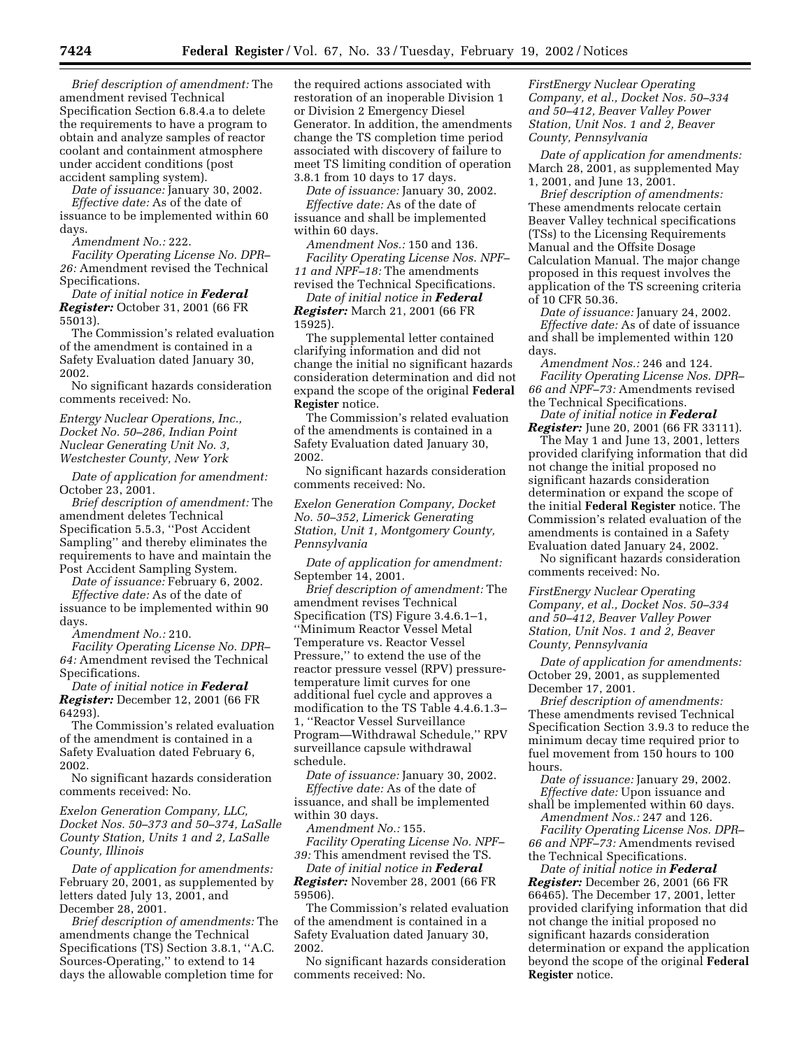*Brief description of amendment:* The amendment revised Technical Specification Section 6.8.4.a to delete the requirements to have a program to obtain and analyze samples of reactor coolant and containment atmosphere under accident conditions (post accident sampling system).

*Date of issuance:* January 30, 2002.

*Effective date:* As of the date of issuance to be implemented within 60 days.

*Amendment No.:* 222.

*Facility Operating License No. DPR–26:* Amendment revised the Technical Specifications.

*Date of initial notice in* ***Federal Register:*** October 31, 2001 (66 FR 55013).

The Commission's related evaluation of the amendment is contained in a Safety Evaluation dated January 30, 2002.

No significant hazards consideration comments received: No.

*Entergy Nuclear Operations, Inc., Docket No. 50–286, Indian Point Nuclear Generating Unit No. 3, Westchester County, New York*

*Date of application for amendment:* October 23, 2001.

*Brief description of amendment:* The amendment deletes Technical Specification 5.5.3, ''Post Accident Sampling'' and thereby eliminates the requirements to have and maintain the Post Accident Sampling System.

*Date of issuance:* February 6, 2002.

*Effective date:* As of the date of issuance to be implemented within 90 days.

*Amendment No.:* 210.

*Facility Operating License No. DPR–64:* Amendment revised the Technical Specifications.

*Date of initial notice in* ***Federal Register:*** December 12, 2001 (66 FR 64293).

The Commission's related evaluation of the amendment is contained in a Safety Evaluation dated February 6, 2002.

No significant hazards consideration comments received: No.

*Exelon Generation Company, LLC, Docket Nos. 50–373 and 50–374, LaSalle County Station, Units 1 and 2, LaSalle County, Illinois*

*Date of application for amendments:* February 20, 2001, as supplemented by letters dated July 13, 2001, and December 28, 2001.

*Brief description of amendments:* The amendments change the Technical Specifications (TS) Section 3.8.1, ''A.C. Sources-Operating,'' to extend to 14 days the allowable completion time for the required actions associated with restoration of an inoperable Division 1 or Division 2 Emergency Diesel Generator. In addition, the amendments change the TS completion time period associated with discovery of failure to meet TS limiting condition of operation 3.8.1 from 10 days to 17 days.

*Date of issuance:* January 30, 2002.

*Effective date:* As of the date of issuance and shall be implemented within 60 days.

*Amendment Nos.:* 150 and 136.

*Facility Operating License Nos. NPF–11 and NPF–18:* The amendments revised the Technical Specifications.

*Date of initial notice in* ***Federal Register:*** March 21, 2001 (66 FR 15925).

The supplemental letter contained clarifying information and did not change the initial no significant hazards consideration determination and did not expand the scope of the original **Federal Register** notice.

The Commission's related evaluation of the amendments is contained in a Safety Evaluation dated January 30, 2002.

No significant hazards consideration comments received: No.

*Exelon Generation Company, Docket No. 50–352, Limerick Generating Station, Unit 1, Montgomery County, Pennsylvania*

*Date of application for amendment:* September 14, 2001.

*Brief description of amendment:* The amendment revises Technical Specification (TS) Figure 3.4.6.1–1, ''Minimum Reactor Vessel Metal Temperature vs. Reactor Vessel Pressure,'' to extend the use of the reactor pressure vessel (RPV) pressure-temperature limit curves for one additional fuel cycle and approves a modification to the TS Table 4.4.6.1.3–1, ''Reactor Vessel Surveillance Program—Withdrawal Schedule,'' RPV surveillance capsule withdrawal schedule.

*Date of issuance:* January 30, 2002.

*Effective date:* As of the date of issuance, and shall be implemented within 30 days.

*Amendment No.:* 155.

*Facility Operating License No. NPF–39:* This amendment revised the TS.

*Date of initial notice in* ***Federal Register:*** November 28, 2001 (66 FR 59506).

The Commission's related evaluation of the amendment is contained in a Safety Evaluation dated January 30, 2002.

No significant hazards consideration comments received: No.

*FirstEnergy Nuclear Operating Company, et al., Docket Nos. 50–334 and 50–412, Beaver Valley Power Station, Unit Nos. 1 and 2, Beaver County, Pennsylvania*

*Date of application for amendments:* March 28, 2001, as supplemented May 1, 2001, and June 13, 2001.

*Brief description of amendments:* These amendments relocate certain Beaver Valley technical specifications (TSs) to the Licensing Requirements Manual and the Offsite Dosage Calculation Manual. The major change proposed in this request involves the application of the TS screening criteria of 10 CFR 50.36.

*Date of issuance:* January 24, 2002.

*Effective date:* As of date of issuance and shall be implemented within 120 days.

*Amendment Nos.:* 246 and 124.

*Facility Operating License Nos. DPR–66 and NPF–73:* Amendments revised the Technical Specifications.

*Date of initial notice in* ***Federal Register:*** June 20, 2001 (66 FR 33111).

The May 1 and June 13, 2001, letters provided clarifying information that did not change the initial proposed no significant hazards consideration determination or expand the scope of the initial **Federal Register** notice. The Commission's related evaluation of the amendments is contained in a Safety Evaluation dated January 24, 2002.

No significant hazards consideration comments received: No.

*FirstEnergy Nuclear Operating Company, et al., Docket Nos. 50–334 and 50–412, Beaver Valley Power Station, Unit Nos. 1 and 2, Beaver County, Pennsylvania*

*Date of application for amendments:* October 29, 2001, as supplemented December 17, 2001.

*Brief description of amendments:* These amendments revised Technical Specification Section 3.9.3 to reduce the minimum decay time required prior to fuel movement from 150 hours to 100 hours.

*Date of issuance:* January 29, 2002.

*Effective date:* Upon issuance and shall be implemented within 60 days.

*Amendment Nos.:* 247 and 126.

*Facility Operating License Nos. DPR–66 and NPF–73:* Amendments revised the Technical Specifications.

*Date of initial notice in* ***Federal Register:*** December 26, 2001 (66 FR 66465). The December 17, 2001, letter provided clarifying information that did not change the initial proposed no significant hazards consideration determination or expand the application beyond the scope of the original **Federal Register** notice.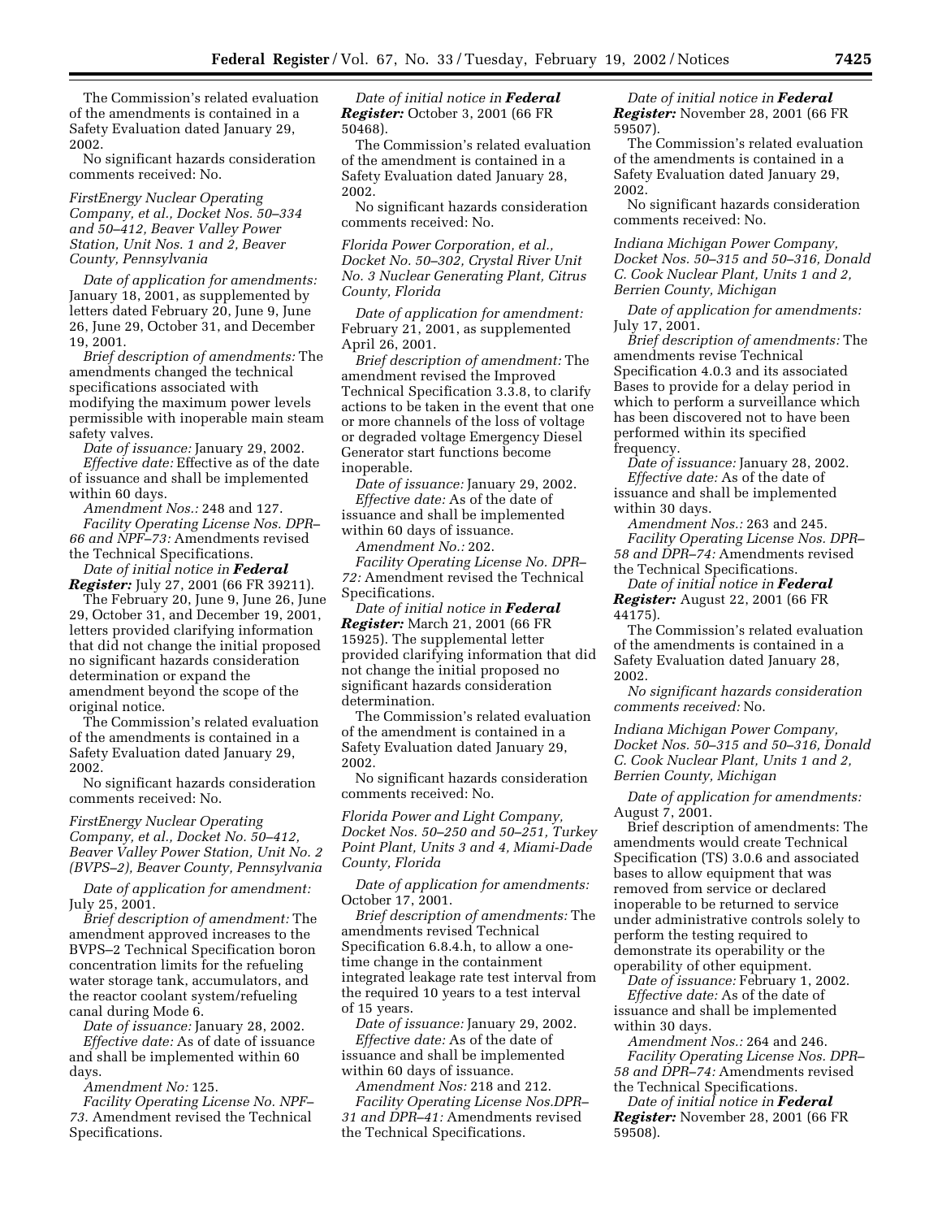The Commission's related evaluation of the amendments is contained in a Safety Evaluation dated January 29, 2002.

No significant hazards consideration comments received: No.

*FirstEnergy Nuclear Operating Company, et al., Docket Nos. 50–334 and 50–412, Beaver Valley Power Station, Unit Nos. 1 and 2, Beaver County, Pennsylvania*

*Date of application for amendments:* January 18, 2001, as supplemented by letters dated February 20, June 9, June 26, June 29, October 31, and December 19, 2001.

*Brief description of amendments:* The amendments changed the technical specifications associated with modifying the maximum power levels permissible with inoperable main steam safety valves.

*Date of issuance:* January 29, 2002.

*Effective date:* Effective as of the date of issuance and shall be implemented within 60 days.

*Amendment Nos.:* 248 and 127.

*Facility Operating License Nos. DPR–66 and NPF–73:* Amendments revised the Technical Specifications.

*Date of initial notice in **Federal Register:*** July 27, 2001 (66 FR 39211).

The February 20, June 9, June 26, June 29, October 31, and December 19, 2001, letters provided clarifying information that did not change the initial proposed no significant hazards consideration determination or expand the amendment beyond the scope of the original notice.

The Commission's related evaluation of the amendments is contained in a Safety Evaluation dated January 29, 2002.

No significant hazards consideration comments received: No.

*FirstEnergy Nuclear Operating Company, et al., Docket No. 50–412, Beaver Valley Power Station, Unit No. 2 (BVPS–2), Beaver County, Pennsylvania*

*Date of application for amendment:* July 25, 2001.

*Brief description of amendment:* The amendment approved increases to the BVPS–2 Technical Specification boron concentration limits for the refueling water storage tank, accumulators, and the reactor coolant system/refueling canal during Mode 6.

*Date of issuance:* January 28, 2002.

*Effective date:* As of date of issuance and shall be implemented within 60 days.

*Amendment No:* 125.

*Facility Operating License No. NPF–73.* Amendment revised the Technical Specifications.

*Date of initial notice in **Federal Register:*** October 3, 2001 (66 FR 50468).

The Commission's related evaluation of the amendment is contained in a Safety Evaluation dated January 28, 2002.

No significant hazards consideration comments received: No.

*Florida Power Corporation, et al., Docket No. 50–302, Crystal River Unit No. 3 Nuclear Generating Plant, Citrus County, Florida*

*Date of application for amendment:* February 21, 2001, as supplemented April 26, 2001.

*Brief description of amendment:* The amendment revised the Improved Technical Specification 3.3.8, to clarify actions to be taken in the event that one or more channels of the loss of voltage or degraded voltage Emergency Diesel Generator start functions become inoperable.

*Date of issuance:* January 29, 2002.

*Effective date:* As of the date of issuance and shall be implemented within 60 days of issuance.

*Amendment No.:* 202.

*Facility Operating License No. DPR–72:* Amendment revised the Technical Specifications.

*Date of initial notice in **Federal Register:*** March 21, 2001 (66 FR 15925). The supplemental letter provided clarifying information that did not change the initial proposed no significant hazards consideration determination.

The Commission's related evaluation of the amendment is contained in a Safety Evaluation dated January 29, 2002.

No significant hazards consideration comments received: No.

*Florida Power and Light Company, Docket Nos. 50–250 and 50–251, Turkey Point Plant, Units 3 and 4, Miami-Dade County, Florida*

*Date of application for amendments:* October 17, 2001.

*Brief description of amendments:* The amendments revised Technical Specification 6.8.4.h, to allow a one-time change in the containment integrated leakage rate test interval from the required 10 years to a test interval of 15 years.

*Date of issuance:* January 29, 2002.

*Effective date:* As of the date of issuance and shall be implemented within 60 days of issuance.

*Amendment Nos:* 218 and 212.

*Facility Operating License Nos.DPR–31 and DPR–41:* Amendments revised the Technical Specifications.

*Date of initial notice in **Federal Register:*** November 28, 2001 (66 FR 59507).

The Commission's related evaluation of the amendments is contained in a Safety Evaluation dated January 29, 2002.

No significant hazards consideration comments received: No.

*Indiana Michigan Power Company, Docket Nos. 50–315 and 50–316, Donald C. Cook Nuclear Plant, Units 1 and 2, Berrien County, Michigan*

*Date of application for amendments:* July 17, 2001.

*Brief description of amendments:* The amendments revise Technical Specification 4.0.3 and its associated Bases to provide for a delay period in which to perform a surveillance which has been discovered not to have been performed within its specified frequency.

*Date of issuance:* January 28, 2002.

*Effective date:* As of the date of issuance and shall be implemented within 30 days.

*Amendment Nos.:* 263 and 245.

*Facility Operating License Nos. DPR–58 and DPR–74:* Amendments revised the Technical Specifications.

*Date of initial notice in **Federal Register:*** August 22, 2001 (66 FR 44175).

The Commission's related evaluation of the amendments is contained in a Safety Evaluation dated January 28, 2002.

*No significant hazards consideration comments received:* No.

*Indiana Michigan Power Company, Docket Nos. 50–315 and 50–316, Donald C. Cook Nuclear Plant, Units 1 and 2, Berrien County, Michigan*

*Date of application for amendments:* August 7, 2001.

Brief description of amendments: The amendments would create Technical Specification (TS) 3.0.6 and associated bases to allow equipment that was removed from service or declared inoperable to be returned to service under administrative controls solely to perform the testing required to demonstrate its operability or the operability of other equipment.

*Date of issuance:* February 1, 2002.

*Effective date:* As of the date of issuance and shall be implemented within 30 days.

*Amendment Nos.:* 264 and 246.

*Facility Operating License Nos. DPR–58 and DPR–74:* Amendments revised the Technical Specifications.

*Date of initial notice in **Federal Register:*** November 28, 2001 (66 FR 59508).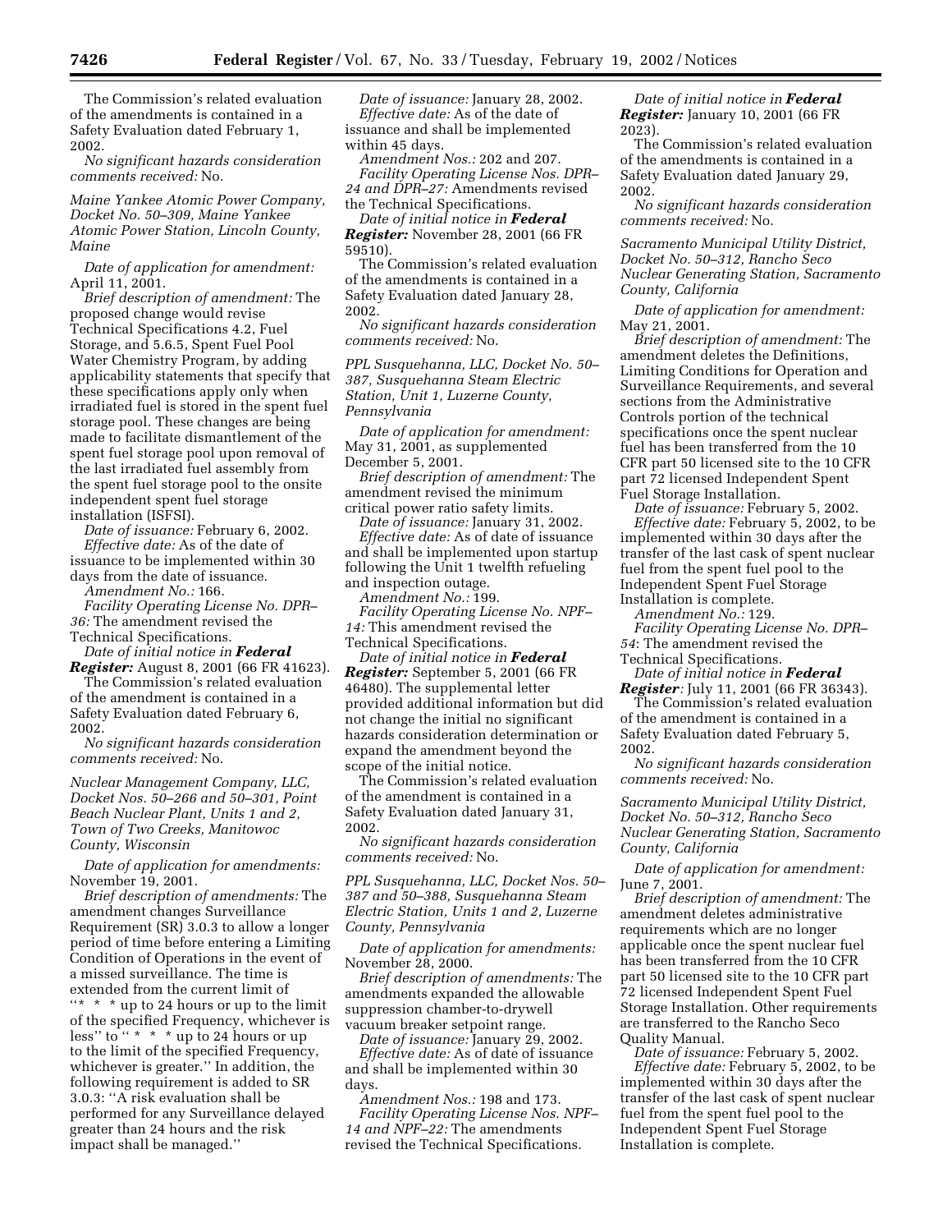The Commission's related evaluation of the amendments is contained in a Safety Evaluation dated February 1, 2002.

*No significant hazards consideration comments received:* No.

*Maine Yankee Atomic Power Company, Docket No. 50–309, Maine Yankee Atomic Power Station, Lincoln County, Maine*

*Date of application for amendment:* April 11, 2001.

*Brief description of amendment:* The proposed change would revise Technical Specifications 4.2, Fuel Storage, and 5.6.5, Spent Fuel Pool Water Chemistry Program, by adding applicability statements that specify that these specifications apply only when irradiated fuel is stored in the spent fuel storage pool. These changes are being made to facilitate dismantlement of the spent fuel storage pool upon removal of the last irradiated fuel assembly from the spent fuel storage pool to the onsite independent spent fuel storage installation (ISFSI).

*Date of issuance:* February 6, 2002.

*Effective date:* As of the date of issuance to be implemented within 30 days from the date of issuance.

*Amendment No.:* 166.

*Facility Operating License No. DPR–36:* The amendment revised the Technical Specifications.

*Date of initial notice in* ***Federal Register:*** August 8, 2001 (66 FR 41623).

The Commission's related evaluation of the amendment is contained in a Safety Evaluation dated February 6, 2002.

*No significant hazards consideration comments received:* No.

*Nuclear Management Company, LLC, Docket Nos. 50–266 and 50–301, Point Beach Nuclear Plant, Units 1 and 2, Town of Two Creeks, Manitowoc County, Wisconsin*

*Date of application for amendments:* November 19, 2001.

*Brief description of amendments:* The amendment changes Surveillance Requirement (SR) 3.0.3 to allow a longer period of time before entering a Limiting Condition of Operations in the event of a missed surveillance. The time is extended from the current limit of "* * * up to 24 hours or up to the limit of the specified Frequency, whichever is less" to "* * * up to 24 hours or up to the limit of the specified Frequency, whichever is greater." In addition, the following requirement is added to SR 3.0.3: "A risk evaluation shall be performed for any Surveillance delayed greater than 24 hours and the risk impact shall be managed."

*Date of issuance:* January 28, 2002.

*Effective date:* As of the date of issuance and shall be implemented within 45 days.

*Amendment Nos.:* 202 and 207.

*Facility Operating License Nos. DPR–24 and DPR–27:* Amendments revised the Technical Specifications.

*Date of initial notice in* ***Federal Register:*** November 28, 2001 (66 FR 59510).

The Commission's related evaluation of the amendments is contained in a Safety Evaluation dated January 28, 2002.

*No significant hazards consideration comments received:* No.

*PPL Susquehanna, LLC, Docket No. 50–387, Susquehanna Steam Electric Station, Unit 1, Luzerne County, Pennsylvania*

*Date of application for amendment:* May 31, 2001, as supplemented December 5, 2001.

*Brief description of amendment:* The amendment revised the minimum critical power ratio safety limits.

*Date of issuance:* January 31, 2002.

*Effective date:* As of date of issuance and shall be implemented upon startup following the Unit 1 twelfth refueling and inspection outage.

*Amendment No.:* 199.

*Facility Operating License No. NPF–14:* This amendment revised the Technical Specifications.

*Date of initial notice in* ***Federal Register:*** September 5, 2001 (66 FR 46480). The supplemental letter provided additional information but did not change the initial no significant hazards consideration determination or expand the amendment beyond the scope of the initial notice.

The Commission's related evaluation of the amendment is contained in a Safety Evaluation dated January 31, 2002.

*No significant hazards consideration comments received:* No.

*PPL Susquehanna, LLC, Docket Nos. 50–387 and 50–388, Susquehanna Steam Electric Station, Units 1 and 2, Luzerne County, Pennsylvania*

*Date of application for amendments:* November 28, 2000.

*Brief description of amendments:* The amendments expanded the allowable suppression chamber-to-drywell vacuum breaker setpoint range.

*Date of issuance:* January 29, 2002.

*Effective date:* As of date of issuance and shall be implemented within 30 days.

*Amendment Nos.:* 198 and 173.

*Facility Operating License Nos. NPF–14 and NPF–22:* The amendments revised the Technical Specifications.

*Date of initial notice in* ***Federal Register:*** January 10, 2001 (66 FR 2023).

The Commission's related evaluation of the amendments is contained in a Safety Evaluation dated January 29, 2002.

*No significant hazards consideration comments received:* No.

*Sacramento Municipal Utility District, Docket No. 50–312, Rancho Seco Nuclear Generating Station, Sacramento County, California*

*Date of application for amendment:* May 21, 2001.

*Brief description of amendment:* The amendment deletes the Definitions, Limiting Conditions for Operation and Surveillance Requirements, and several sections from the Administrative Controls portion of the technical specifications once the spent nuclear fuel has been transferred from the 10 CFR part 50 licensed site to the 10 CFR part 72 licensed Independent Spent Fuel Storage Installation.

*Date of issuance:* February 5, 2002.

*Effective date:* February 5, 2002, to be implemented within 30 days after the transfer of the last cask of spent nuclear fuel from the spent fuel pool to the Independent Spent Fuel Storage Installation is complete.

*Amendment No.:* 129.

*Facility Operating License No. DPR–54*: The amendment revised the Technical Specifications.

*Date of initial notice in* ***Federal Register****:* July 11, 2001 (66 FR 36343).

The Commission's related evaluation of the amendment is contained in a Safety Evaluation dated February 5, 2002.

*No significant hazards consideration comments received:* No.

*Sacramento Municipal Utility District, Docket No. 50–312, Rancho Seco Nuclear Generating Station, Sacramento County, California*

*Date of application for amendment:* June 7, 2001.

*Brief description of amendment:* The amendment deletes administrative requirements which are no longer applicable once the spent nuclear fuel has been transferred from the 10 CFR part 50 licensed site to the 10 CFR part 72 licensed Independent Spent Fuel Storage Installation. Other requirements are transferred to the Rancho Seco Quality Manual.

*Date of issuance:* February 5, 2002.

*Effective date:* February 5, 2002, to be implemented within 30 days after the transfer of the last cask of spent nuclear fuel from the spent fuel pool to the Independent Spent Fuel Storage Installation is complete.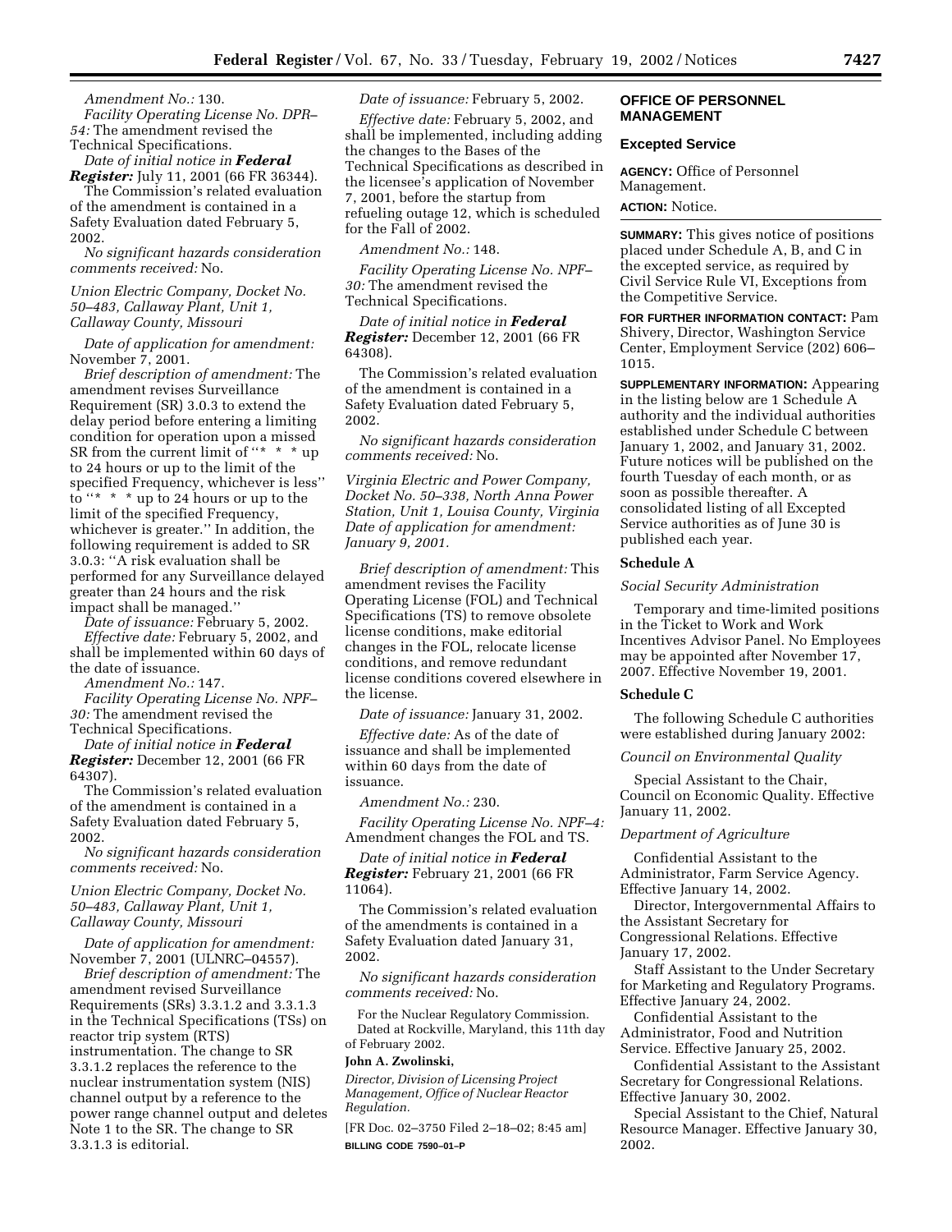*Amendment No.:* 130.

*Facility Operating License No. DPR–54:* The amendment revised the Technical Specifications.

*Date of initial notice in* ***Federal Register:*** July 11, 2001 (66 FR 36344).

The Commission's related evaluation of the amendment is contained in a Safety Evaluation dated February 5, 2002.

*No significant hazards consideration comments received:* No.

*Union Electric Company, Docket No. 50–483, Callaway Plant, Unit 1, Callaway County, Missouri*

*Date of application for amendment:* November 7, 2001.

*Brief description of amendment:* The amendment revises Surveillance Requirement (SR) 3.0.3 to extend the delay period before entering a limiting condition for operation upon a missed SR from the current limit of ''* * * up to 24 hours or up to the limit of the specified Frequency, whichever is less'' to ''* * * up to 24 hours or up to the limit of the specified Frequency, whichever is greater.'' In addition, the following requirement is added to SR 3.0.3: ''A risk evaluation shall be performed for any Surveillance delayed greater than 24 hours and the risk impact shall be managed.''

*Date of issuance:* February 5, 2002.

*Effective date:* February 5, 2002, and shall be implemented within 60 days of the date of issuance.

*Amendment No.:* 147.

*Facility Operating License No. NPF–30:* The amendment revised the Technical Specifications.

*Date of initial notice in* ***Federal Register:*** December 12, 2001 (66 FR 64307).

The Commission's related evaluation of the amendment is contained in a Safety Evaluation dated February 5, 2002.

*No significant hazards consideration comments received:* No.

*Union Electric Company, Docket No. 50–483, Callaway Plant, Unit 1, Callaway County, Missouri*

*Date of application for amendment:* November 7, 2001 (ULNRC–04557).

*Brief description of amendment:* The amendment revised Surveillance Requirements (SRs) 3.3.1.2 and 3.3.1.3 in the Technical Specifications (TSs) on reactor trip system (RTS) instrumentation. The change to SR 3.3.1.2 replaces the reference to the nuclear instrumentation system (NIS) channel output by a reference to the power range channel output and deletes Note 1 to the SR. The change to SR 3.3.1.3 is editorial.

*Date of issuance:* February 5, 2002.

*Effective date:* February 5, 2002, and shall be implemented, including adding the changes to the Bases of the Technical Specifications as described in the licensee's application of November 7, 2001, before the startup from refueling outage 12, which is scheduled for the Fall of 2002.

*Amendment No.:* 148.

*Facility Operating License No. NPF–30:* The amendment revised the Technical Specifications.

*Date of initial notice in* ***Federal Register:*** December 12, 2001 (66 FR 64308).

The Commission's related evaluation of the amendment is contained in a Safety Evaluation dated February 5, 2002.

*No significant hazards consideration comments received:* No.

*Virginia Electric and Power Company, Docket No. 50–338, North Anna Power Station, Unit 1, Louisa County, Virginia Date of application for amendment: January 9, 2001.*

*Brief description of amendment:* This amendment revises the Facility Operating License (FOL) and Technical Specifications (TS) to remove obsolete license conditions, make editorial changes in the FOL, relocate license conditions, and remove redundant license conditions covered elsewhere in the license.

*Date of issuance:* January 31, 2002.

*Effective date:* As of the date of issuance and shall be implemented within 60 days from the date of issuance.

*Amendment No.:* 230.

*Facility Operating License No. NPF–4:* Amendment changes the FOL and TS.

*Date of initial notice in* ***Federal Register:*** February 21, 2001 (66 FR 11064).

The Commission's related evaluation of the amendments is contained in a Safety Evaluation dated January 31, 2002.

*No significant hazards consideration comments received:* No.

For the Nuclear Regulatory Commission.

Dated at Rockville, Maryland, this 11th day of February 2002.

**John A. Zwolinski,**

*Director, Division of Licensing Project Management, Office of Nuclear Reactor Regulation.*

[FR Doc. 02–3750 Filed 2–18–02; 8:45 am]

**BILLING CODE 7590–01–P**

## OFFICE OF PERSONNEL MANAGEMENT

### Excepted Service

**AGENCY:** Office of Personnel Management.

**ACTION:** Notice.

**SUMMARY:** This gives notice of positions placed under Schedule A, B, and C in the excepted service, as required by Civil Service Rule VI, Exceptions from the Competitive Service.

**FOR FURTHER INFORMATION CONTACT:** Pam Shivery, Director, Washington Service Center, Employment Service (202) 606–1015.

**SUPPLEMENTARY INFORMATION:** Appearing in the listing below are 1 Schedule A authority and the individual authorities established under Schedule C between January 1, 2002, and January 31, 2002. Future notices will be published on the fourth Tuesday of each month, or as soon as possible thereafter. A consolidated listing of all Excepted Service authorities as of June 30 is published each year.

#### Schedule A

*Social Security Administration*

Temporary and time-limited positions in the Ticket to Work and Work Incentives Advisor Panel. No Employees may be appointed after November 17, 2007. Effective November 19, 2001.

#### Schedule C

The following Schedule C authorities were established during January 2002:

*Council on Environmental Quality*

Special Assistant to the Chair, Council on Economic Quality. Effective January 11, 2002.

*Department of Agriculture*

Confidential Assistant to the Administrator, Farm Service Agency. Effective January 14, 2002.

Director, Intergovernmental Affairs to the Assistant Secretary for Congressional Relations. Effective January 17, 2002.

Staff Assistant to the Under Secretary for Marketing and Regulatory Programs. Effective January 24, 2002.

Confidential Assistant to the Administrator, Food and Nutrition Service. Effective January 25, 2002.

Confidential Assistant to the Assistant Secretary for Congressional Relations. Effective January 30, 2002.

Special Assistant to the Chief, Natural Resource Manager. Effective January 30, 2002.